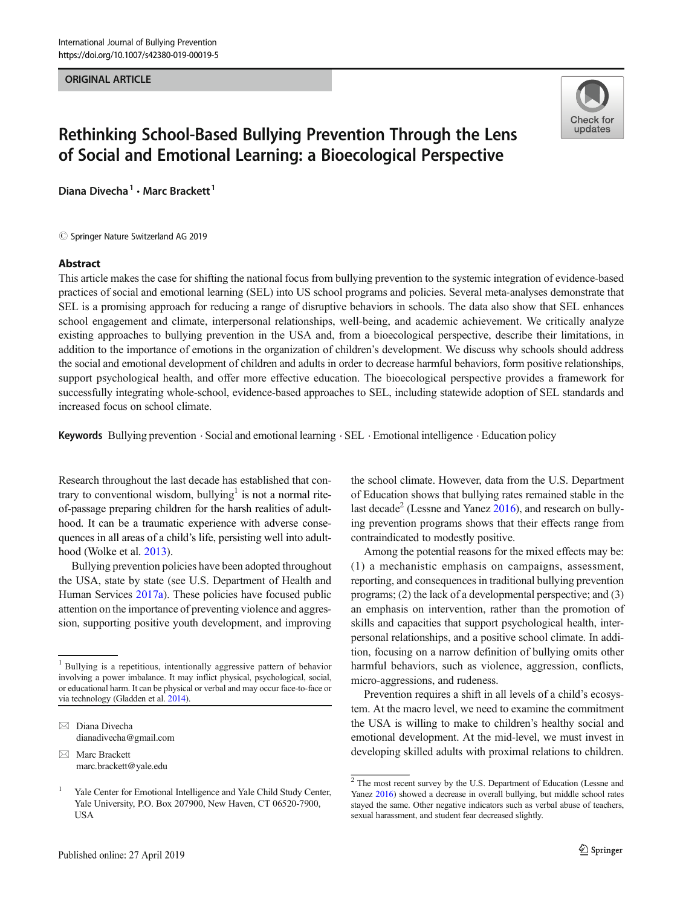ORIGINAL ARTICLE

# Rethinking School-Based Bullying Prevention Through the Lens of Social and Emotional Learning: a Bioecological Perspective

Diana Divecha[1] · Marc Brackett[1]

© Springer Nature Switzerland AG 2019

## Abstract

This article makes the case for shifting the national focus from bullying prevention to the systemic integration of evidence-based practices of social and emotional learning (SEL) into US school programs and policies. Several meta-analyses demonstrate that SEL is a promising approach for reducing a range of disruptive behaviors in schools. The data also show that SEL enhances school engagement and climate, interpersonal relationships, well-being, and academic achievement. We critically analyze existing approaches to bullying prevention in the USA and, from a bioecological perspective, describe their limitations, in addition to the importance of emotions in the organization of children's development. We discuss why schools should address the social and emotional development of children and adults in order to decrease harmful behaviors, form positive relationships, support psychological health, and offer more effective education. The bioecological perspective provides a framework for successfully integrating whole-school, evidence-based approaches to SEL, including statewide adoption of SEL standards and increased focus on school climate.

**Keywords** Bullying prevention · Social and emotional learning · SEL · Emotional intelligence · Education policy

Research throughout the last decade has established that contrary to conventional wisdom, bullying[1] is not a normal rite-of-passage preparing children for the harsh realities of adulthood. It can be a traumatic experience with adverse consequences in all areas of a child's life, persisting well into adulthood (Wolke et al. 2013).

Bullying prevention policies have been adopted throughout the USA, state by state (see U.S. Department of Health and Human Services 2017a). These policies have focused public attention on the importance of preventing violence and aggression, supporting positive youth development, and improving the school climate. However, data from the U.S. Department of Education shows that bullying rates remained stable in the last decade[2] (Lessne and Yanez 2016), and research on bullying prevention programs shows that their effects range from contraindicated to modestly positive.

Among the potential reasons for the mixed effects may be: (1) a mechanistic emphasis on campaigns, assessment, reporting, and consequences in traditional bullying prevention programs; (2) the lack of a developmental perspective; and (3) an emphasis on intervention, rather than the promotion of skills and capacities that support psychological health, interpersonal relationships, and a positive school climate. In addition, focusing on a narrow definition of bullying omits other harmful behaviors, such as violence, aggression, conflicts, micro-aggressions, and rudeness.

Prevention requires a shift in all levels of a child's ecosystem. At the macro level, we need to examine the commitment the USA is willing to make to children's healthy social and emotional development. At the mid-level, we must invest in developing skilled adults with proximal relations to children.

[1] Bullying is a repetitious, intentionally aggressive pattern of behavior involving a power imbalance. It may inflict physical, psychological, social, or educational harm. It can be physical or verbal and may occur face-to-face or via technology (Gladden et al. 2014).

[2] The most recent survey by the U.S. Department of Education (Lessne and Yanez 2016) showed a decrease in overall bullying, but middle school rates stayed the same. Other negative indicators such as verbal abuse of teachers, sexual harassment, and student fear decreased slightly.

✉ Diana Divecha
dianadivecha@gmail.com

✉ Marc Brackett
marc.brackett@yale.edu

[1] Yale Center for Emotional Intelligence and Yale Child Study Center, Yale University, P.O. Box 207900, New Haven, CT 06520-7900, USA

Published online: 27 April 2019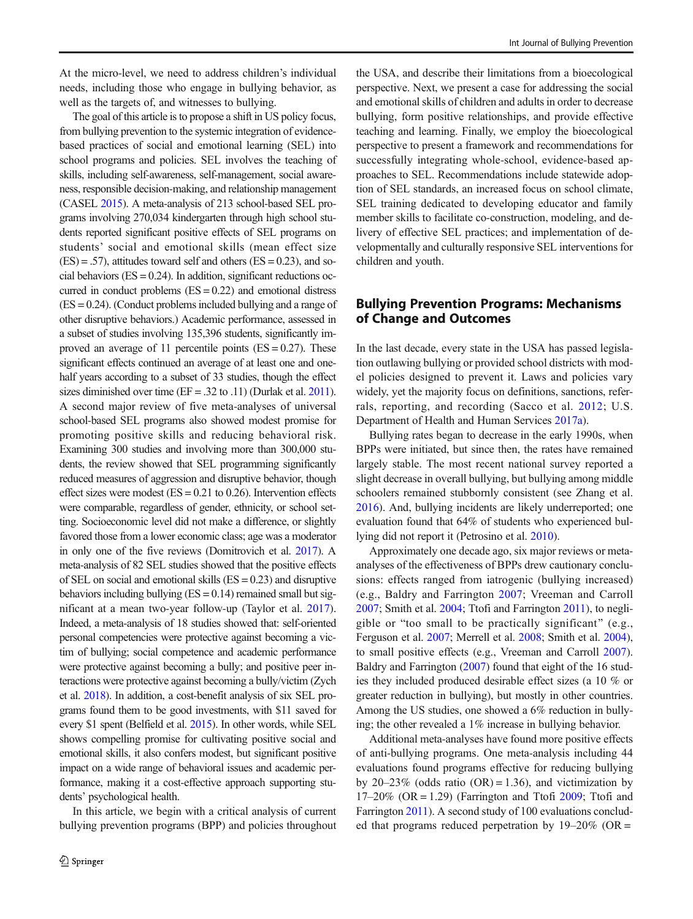At the micro-level, we need to address children's individual needs, including those who engage in bullying behavior, as well as the targets of, and witnesses to bullying.

The goal of this article is to propose a shift in US policy focus, from bullying prevention to the systemic integration of evidence-based practices of social and emotional learning (SEL) into school programs and policies. SEL involves the teaching of skills, including self-awareness, self-management, social awareness, responsible decision-making, and relationship management (CASEL 2015). A meta-analysis of 213 school-based SEL programs involving 270,034 kindergarten through high school students reported significant positive effects of SEL programs on students' social and emotional skills (mean effect size (ES) = .57), attitudes toward self and others (ES = 0.23), and social behaviors (ES = 0.24). In addition, significant reductions occurred in conduct problems (ES = 0.22) and emotional distress (ES = 0.24). (Conduct problems included bullying and a range of other disruptive behaviors.) Academic performance, assessed in a subset of studies involving 135,396 students, significantly improved an average of 11 percentile points (ES = 0.27). These significant effects continued an average of at least one and one-half years according to a subset of 33 studies, though the effect sizes diminished over time (EF = .32 to .11) (Durlak et al. 2011). A second major review of five meta-analyses of universal school-based SEL programs also showed modest promise for promoting positive skills and reducing behavioral risk. Examining 300 studies and involving more than 300,000 students, the review showed that SEL programming significantly reduced measures of aggression and disruptive behavior, though effect sizes were modest (ES = 0.21 to 0.26). Intervention effects were comparable, regardless of gender, ethnicity, or school setting. Socioeconomic level did not make a difference, or slightly favored those from a lower economic class; age was a moderator in only one of the five reviews (Domitrovich et al. 2017). A meta-analysis of 82 SEL studies showed that the positive effects of SEL on social and emotional skills (ES = 0.23) and disruptive behaviors including bullying (ES = 0.14) remained small but significant at a mean two-year follow-up (Taylor et al. 2017). Indeed, a meta-analysis of 18 studies showed that: self-oriented personal competencies were protective against becoming a victim of bullying; social competence and academic performance were protective against becoming a bully; and positive peer interactions were protective against becoming a bully/victim (Zych et al. 2018). In addition, a cost-benefit analysis of six SEL programs found them to be good investments, with $11 saved for every $1 spent (Belfield et al. 2015). In other words, while SEL shows compelling promise for cultivating positive social and emotional skills, it also confers modest, but significant positive impact on a wide range of behavioral issues and academic performance, making it a cost-effective approach supporting students' psychological health.

In this article, we begin with a critical analysis of current bullying prevention programs (BPP) and policies throughout the USA, and describe their limitations from a bioecological perspective. Next, we present a case for addressing the social and emotional skills of children and adults in order to decrease bullying, form positive relationships, and provide effective teaching and learning. Finally, we employ the bioecological perspective to present a framework and recommendations for successfully integrating whole-school, evidence-based approaches to SEL. Recommendations include statewide adoption of SEL standards, an increased focus on school climate, SEL training dedicated to developing educator and family member skills to facilitate co-construction, modeling, and delivery of effective SEL practices; and implementation of developmentally and culturally responsive SEL interventions for children and youth.

## Bullying Prevention Programs: Mechanisms of Change and Outcomes

In the last decade, every state in the USA has passed legislation outlawing bullying or provided school districts with model policies designed to prevent it. Laws and policies vary widely, yet the majority focus on definitions, sanctions, referrals, reporting, and recording (Sacco et al. 2012; U.S. Department of Health and Human Services 2017a).

Bullying rates began to decrease in the early 1990s, when BPPs were initiated, but since then, the rates have remained largely stable. The most recent national survey reported a slight decrease in overall bullying, but bullying among middle schoolers remained stubbornly consistent (see Zhang et al. 2016). And, bullying incidents are likely underreported; one evaluation found that 64% of students who experienced bullying did not report it (Petrosino et al. 2010).

Approximately one decade ago, six major reviews or meta-analyses of the effectiveness of BPPs drew cautionary conclusions: effects ranged from iatrogenic (bullying increased) (e.g., Baldry and Farrington 2007; Vreeman and Carroll 2007; Smith et al. 2004; Ttofi and Farrington 2011), to negligible or "too small to be practically significant" (e.g., Ferguson et al. 2007; Merrell et al. 2008; Smith et al. 2004), to small positive effects (e.g., Vreeman and Carroll 2007). Baldry and Farrington (2007) found that eight of the 16 studies they included produced desirable effect sizes (a 10 % or greater reduction in bullying), but mostly in other countries. Among the US studies, one showed a 6% reduction in bullying; the other revealed a 1% increase in bullying behavior.

Additional meta-analyses have found more positive effects of anti-bullying programs. One meta-analysis including 44 evaluations found programs effective for reducing bullying by 20–23% (odds ratio (OR) = 1.36), and victimization by 17–20% (OR = 1.29) (Farrington and Ttofi 2009; Ttofi and Farrington 2011). A second study of 100 evaluations concluded that programs reduced perpetration by 19–20% (OR =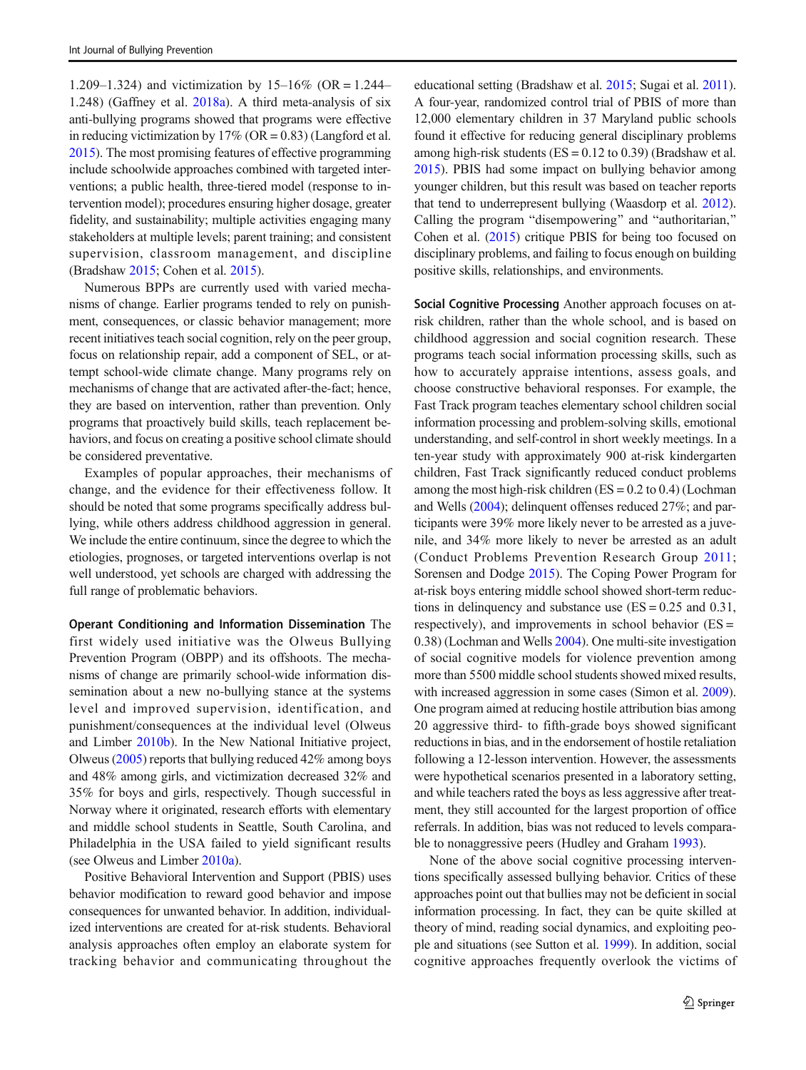1.209–1.324) and victimization by 15–16% (OR = 1.244–1.248) (Gaffney et al. 2018a). A third meta-analysis of six anti-bullying programs showed that programs were effective in reducing victimization by 17% (OR = 0.83) (Langford et al. 2015). The most promising features of effective programming include schoolwide approaches combined with targeted interventions; a public health, three-tiered model (response to intervention model); procedures ensuring higher dosage, greater fidelity, and sustainability; multiple activities engaging many stakeholders at multiple levels; parent training; and consistent supervision, classroom management, and discipline (Bradshaw 2015; Cohen et al. 2015).

Numerous BPPs are currently used with varied mechanisms of change. Earlier programs tended to rely on punishment, consequences, or classic behavior management; more recent initiatives teach social cognition, rely on the peer group, focus on relationship repair, add a component of SEL, or attempt school-wide climate change. Many programs rely on mechanisms of change that are activated after-the-fact; hence, they are based on intervention, rather than prevention. Only programs that proactively build skills, teach replacement behaviors, and focus on creating a positive school climate should be considered preventative.

Examples of popular approaches, their mechanisms of change, and the evidence for their effectiveness follow. It should be noted that some programs specifically address bullying, while others address childhood aggression in general. We include the entire continuum, since the degree to which the etiologies, prognoses, or targeted interventions overlap is not well understood, yet schools are charged with addressing the full range of problematic behaviors.

**Operant Conditioning and Information Dissemination** The first widely used initiative was the Olweus Bullying Prevention Program (OBPP) and its offshoots. The mechanisms of change are primarily school-wide information dissemination about a new no-bullying stance at the systems level and improved supervision, identification, and punishment/consequences at the individual level (Olweus and Limber 2010b). In the New National Initiative project, Olweus (2005) reports that bullying reduced 42% among boys and 48% among girls, and victimization decreased 32% and 35% for boys and girls, respectively. Though successful in Norway where it originated, research efforts with elementary and middle school students in Seattle, South Carolina, and Philadelphia in the USA failed to yield significant results (see Olweus and Limber 2010a).

Positive Behavioral Intervention and Support (PBIS) uses behavior modification to reward good behavior and impose consequences for unwanted behavior. In addition, individualized interventions are created for at-risk students. Behavioral analysis approaches often employ an elaborate system for tracking behavior and communicating throughout the educational setting (Bradshaw et al. 2015; Sugai et al. 2011). A four-year, randomized control trial of PBIS of more than 12,000 elementary children in 37 Maryland public schools found it effective for reducing general disciplinary problems among high-risk students (ES = 0.12 to 0.39) (Bradshaw et al. 2015). PBIS had some impact on bullying behavior among younger children, but this result was based on teacher reports that tend to underrepresent bullying (Waasdorp et al. 2012). Calling the program "disempowering" and "authoritarian," Cohen et al. (2015) critique PBIS for being too focused on disciplinary problems, and failing to focus enough on building positive skills, relationships, and environments.

**Social Cognitive Processing** Another approach focuses on at-risk children, rather than the whole school, and is based on childhood aggression and social cognition research. These programs teach social information processing skills, such as how to accurately appraise intentions, assess goals, and choose constructive behavioral responses. For example, the Fast Track program teaches elementary school children social information processing and problem-solving skills, emotional understanding, and self-control in short weekly meetings. In a ten-year study with approximately 900 at-risk kindergarten children, Fast Track significantly reduced conduct problems among the most high-risk children (ES = 0.2 to 0.4) (Lochman and Wells (2004); delinquent offenses reduced 27%; and participants were 39% more likely never to be arrested as a juvenile, and 34% more likely to never be arrested as an adult (Conduct Problems Prevention Research Group 2011; Sorensen and Dodge 2015). The Coping Power Program for at-risk boys entering middle school showed short-term reductions in delinquency and substance use (ES = 0.25 and 0.31, respectively), and improvements in school behavior (ES = 0.38) (Lochman and Wells 2004). One multi-site investigation of social cognitive models for violence prevention among more than 5500 middle school students showed mixed results, with increased aggression in some cases (Simon et al. 2009). One program aimed at reducing hostile attribution bias among 20 aggressive third- to fifth-grade boys showed significant reductions in bias, and in the endorsement of hostile retaliation following a 12-lesson intervention. However, the assessments were hypothetical scenarios presented in a laboratory setting, and while teachers rated the boys as less aggressive after treatment, they still accounted for the largest proportion of office referrals. In addition, bias was not reduced to levels comparable to nonaggressive peers (Hudley and Graham 1993).

None of the above social cognitive processing interventions specifically assessed bullying behavior. Critics of these approaches point out that bullies may not be deficient in social information processing. In fact, they can be quite skilled at theory of mind, reading social dynamics, and exploiting people and situations (see Sutton et al. 1999). In addition, social cognitive approaches frequently overlook the victims of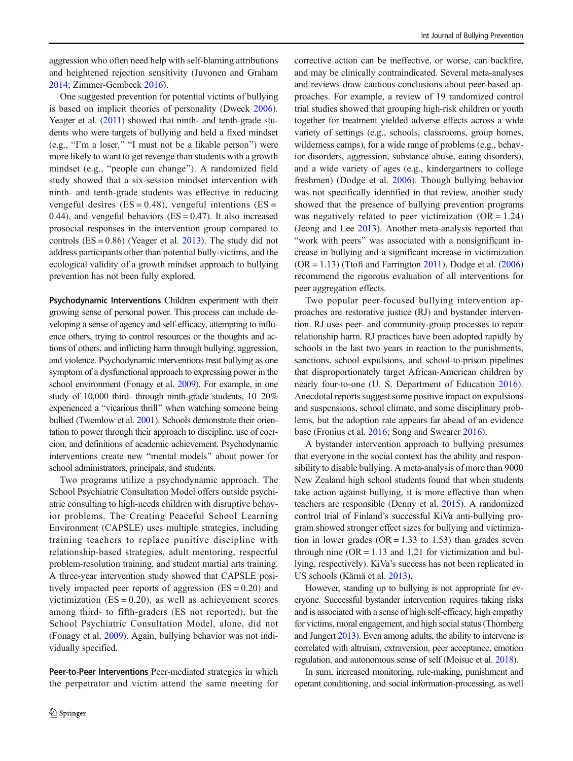aggression who often need help with self-blaming attributions and heightened rejection sensitivity (Juvonen and Graham 2014; Zimmer-Gembeck 2016).

One suggested prevention for potential victims of bullying is based on implicit theories of personality (Dweck 2006). Yeager et al. (2011) showed that ninth- and tenth-grade students who were targets of bullying and held a fixed mindset (e.g., "I'm a loser," "I must not be a likable person") were more likely to want to get revenge than students with a growth mindset (e.g., "people can change"). A randomized field study showed that a six-session mindset intervention with ninth- and tenth-grade students was effective in reducing vengeful desires (ES = 0.48), vengeful intentions (ES = 0.44), and vengeful behaviors (ES = 0.47). It also increased prosocial responses in the intervention group compared to controls (ES = 0.86) (Yeager et al. 2013). The study did not address participants other than potential bully-victims, and the ecological validity of a growth mindset approach to bullying prevention has not been fully explored.

**Psychodynamic Interventions** Children experiment with their growing sense of personal power. This process can include developing a sense of agency and self-efficacy, attempting to influence others, trying to control resources or the thoughts and actions of others, and inflicting harm through bullying, aggression, and violence. Psychodynamic interventions treat bullying as one symptom of a dysfunctional approach to expressing power in the school environment (Fonagy et al. 2009). For example, in one study of 10,000 third- through ninth-grade students, 10–20% experienced a "vicarious thrill" when watching someone being bullied (Twemlow et al. 2001). Schools demonstrate their orientation to power through their approach to discipline, use of coercion, and definitions of academic achievement. Psychodynamic interventions create new "mental models" about power for school administrators, principals, and students.

Two programs utilize a psychodynamic approach. The School Psychiatric Consultation Model offers outside psychiatric consulting to high-needs children with disruptive behavior problems. The Creating Peaceful School Learning Environment (CAPSLE) uses multiple strategies, including training teachers to replace punitive discipline with relationship-based strategies, adult mentoring, respectful problem-resolution training, and student martial arts training. A three-year intervention study showed that CAPSLE positively impacted peer reports of aggression (ES = 0.20) and victimization (ES = 0.20), as well as achievement scores among third- to fifth-graders (ES not reported), but the School Psychiatric Consultation Model, alone, did not (Fonagy et al. 2009). Again, bullying behavior was not individually specified.

**Peer-to-Peer Interventions** Peer-mediated strategies in which the perpetrator and victim attend the same meeting for corrective action can be ineffective, or worse, can backfire, and may be clinically contraindicated. Several meta-analyses and reviews draw cautious conclusions about peer-based approaches. For example, a review of 19 randomized control trial studies showed that grouping high-risk children or youth together for treatment yielded adverse effects across a wide variety of settings (e.g., schools, classrooms, group homes, wilderness camps), for a wide range of problems (e.g., behavior disorders, aggression, substance abuse, eating disorders), and a wide variety of ages (e.g., kindergartners to college freshmen) (Dodge et al. 2006). Though bullying behavior was not specifically identified in that review, another study showed that the presence of bullying prevention programs was negatively related to peer victimization (OR = 1.24) (Jeong and Lee 2013). Another meta-analysis reported that "work with peers" was associated with a nonsignificant increase in bullying and a significant increase in victimization (OR = 1.13) (Ttofi and Farrington 2011). Dodge et al. (2006) recommend the rigorous evaluation of all interventions for peer aggregation effects.

Two popular peer-focused bullying intervention approaches are restorative justice (RJ) and bystander intervention. RJ uses peer- and community-group processes to repair relationship harm. RJ practices have been adopted rapidly by schools in the last two years in reaction to the punishments, sanctions, school expulsions, and school-to-prison pipelines that disproportionately target African-American children by nearly four-to-one (U. S. Department of Education 2016). Anecdotal reports suggest some positive impact on expulsions and suspensions, school climate, and some disciplinary problems, but the adoption rate appears far ahead of an evidence base (Fronius et al. 2016; Song and Swearer 2016).

A bystander intervention approach to bullying presumes that everyone in the social context has the ability and responsibility to disable bullying. A meta-analysis of more than 9000 New Zealand high school students found that when students take action against bullying, it is more effective than when teachers are responsible (Denny et al. 2015). A randomized control trial of Finland's successful KiVa anti-bullying program showed stronger effect sizes for bullying and victimization in lower grades (OR = 1.33 to 1.53) than grades seven through nine (OR = 1.13 and 1.21 for victimization and bullying, respectively). KiVa's success has not been replicated in US schools (Kärnä et al. 2013).

However, standing up to bullying is not appropriate for everyone. Successful bystander intervention requires taking risks and is associated with a sense of high self-efficacy, high empathy for victims, moral engagement, and high social status (Thornberg and Jungert 2013). Even among adults, the ability to intervene is correlated with altruism, extraversion, peer acceptance, emotion regulation, and autonomous sense of self (Moisuc et al. 2018).

In sum, increased monitoring, rule-making, punishment and operant conditioning, and social information-processing, as well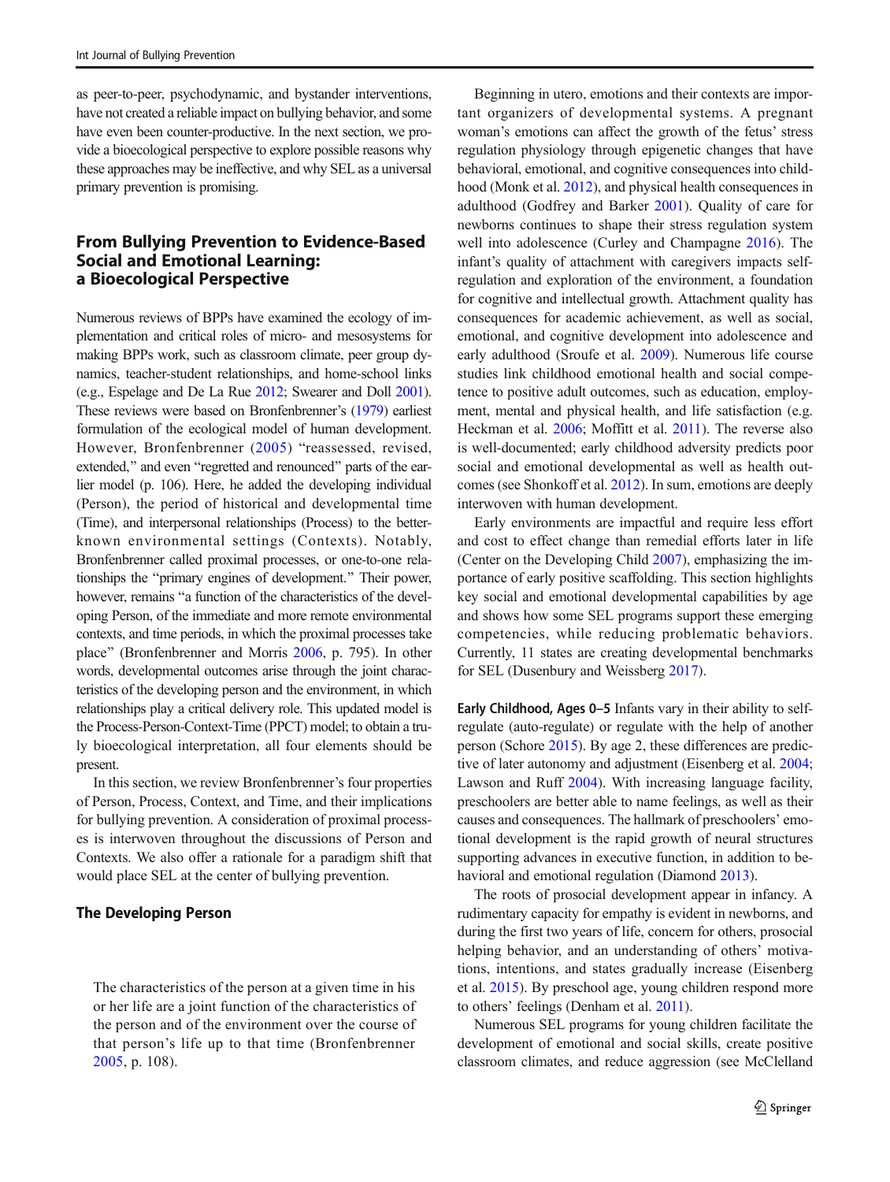as peer-to-peer, psychodynamic, and bystander interventions, have not created a reliable impact on bullying behavior, and some have even been counter-productive. In the next section, we provide a bioecological perspective to explore possible reasons why these approaches may be ineffective, and why SEL as a universal primary prevention is promising.

## From Bullying Prevention to Evidence-Based Social and Emotional Learning: a Bioecological Perspective

Numerous reviews of BPPs have examined the ecology of implementation and critical roles of micro- and mesosystems for making BPPs work, such as classroom climate, peer group dynamics, teacher-student relationships, and home-school links (e.g., Espelage and De La Rue 2012; Swearer and Doll 2001). These reviews were based on Bronfenbrenner's (1979) earliest formulation of the ecological model of human development. However, Bronfenbrenner (2005) "reassessed, revised, extended," and even "regretted and renounced" parts of the earlier model (p. 106). Here, he added the developing individual (Person), the period of historical and developmental time (Time), and interpersonal relationships (Process) to the better-known environmental settings (Contexts). Notably, Bronfenbrenner called proximal processes, or one-to-one relationships the "primary engines of development." Their power, however, remains "a function of the characteristics of the developing Person, of the immediate and more remote environmental contexts, and time periods, in which the proximal processes take place" (Bronfenbrenner and Morris 2006, p. 795). In other words, developmental outcomes arise through the joint characteristics of the developing person and the environment, in which relationships play a critical delivery role. This updated model is the Process-Person-Context-Time (PPCT) model; to obtain a truly bioecological interpretation, all four elements should be present.

In this section, we review Bronfenbrenner's four properties of Person, Process, Context, and Time, and their implications for bullying prevention. A consideration of proximal processes is interwoven throughout the discussions of Person and Contexts. We also offer a rationale for a paradigm shift that would place SEL at the center of bullying prevention.

### The Developing Person

> The characteristics of the person at a given time in his or her life are a joint function of the characteristics of the person and of the environment over the course of that person's life up to that time (Bronfenbrenner 2005, p. 108).

Beginning in utero, emotions and their contexts are important organizers of developmental systems. A pregnant woman's emotions can affect the growth of the fetus' stress regulation physiology through epigenetic changes that have behavioral, emotional, and cognitive consequences into childhood (Monk et al. 2012), and physical health consequences in adulthood (Godfrey and Barker 2001). Quality of care for newborns continues to shape their stress regulation system well into adolescence (Curley and Champagne 2016). The infant's quality of attachment with caregivers impacts self-regulation and exploration of the environment, a foundation for cognitive and intellectual growth. Attachment quality has consequences for academic achievement, as well as social, emotional, and cognitive development into adolescence and early adulthood (Sroufe et al. 2009). Numerous life course studies link childhood emotional health and social competence to positive adult outcomes, such as education, employment, mental and physical health, and life satisfaction (e.g. Heckman et al. 2006; Moffitt et al. 2011). The reverse also is well-documented; early childhood adversity predicts poor social and emotional developmental as well as health outcomes (see Shonkoff et al. 2012). In sum, emotions are deeply interwoven with human development.

Early environments are impactful and require less effort and cost to effect change than remedial efforts later in life (Center on the Developing Child 2007), emphasizing the importance of early positive scaffolding. This section highlights key social and emotional developmental capabilities by age and shows how some SEL programs support these emerging competencies, while reducing problematic behaviors. Currently, 11 states are creating developmental benchmarks for SEL (Dusenbury and Weissberg 2017).

**Early Childhood, Ages 0–5** Infants vary in their ability to self-regulate (auto-regulate) or regulate with the help of another person (Schore 2015). By age 2, these differences are predictive of later autonomy and adjustment (Eisenberg et al. 2004; Lawson and Ruff 2004). With increasing language facility, preschoolers are better able to name feelings, as well as their causes and consequences. The hallmark of preschoolers' emotional development is the rapid growth of neural structures supporting advances in executive function, in addition to behavioral and emotional regulation (Diamond 2013).

The roots of prosocial development appear in infancy. A rudimentary capacity for empathy is evident in newborns, and during the first two years of life, concern for others, prosocial helping behavior, and an understanding of others' motivations, intentions, and states gradually increase (Eisenberg et al. 2015). By preschool age, young children respond more to others' feelings (Denham et al. 2011).

Numerous SEL programs for young children facilitate the development of emotional and social skills, create positive classroom climates, and reduce aggression (see McClelland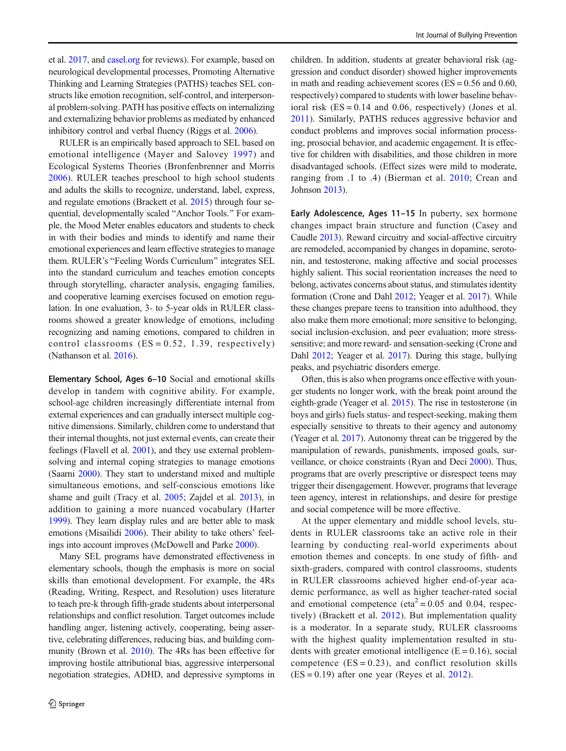et al. 2017, and casel.org for reviews). For example, based on neurological developmental processes, Promoting Alternative Thinking and Learning Strategies (PATHS) teaches SEL constructs like emotion recognition, self-control, and interpersonal problem-solving. PATH has positive effects on internalizing and externalizing behavior problems as mediated by enhanced inhibitory control and verbal fluency (Riggs et al. 2006).

RULER is an empirically based approach to SEL based on emotional intelligence (Mayer and Salovey 1997) and Ecological Systems Theories (Bronfenbrenner and Morris 2006). RULER teaches preschool to high school students and adults the skills to recognize, understand, label, express, and regulate emotions (Brackett et al. 2015) through four sequential, developmentally scaled "Anchor Tools." For example, the Mood Meter enables educators and students to check in with their bodies and minds to identify and name their emotional experiences and learn effective strategies to manage them. RULER's "Feeling Words Curriculum" integrates SEL into the standard curriculum and teaches emotion concepts through storytelling, character analysis, engaging families, and cooperative learning exercises focused on emotion regulation. In one evaluation, 3- to 5-year olds in RULER classrooms showed a greater knowledge of emotions, including recognizing and naming emotions, compared to children in control classrooms (ES = 0.52, 1.39, respectively) (Nathanson et al. 2016).

**Elementary School, Ages 6–10** Social and emotional skills develop in tandem with cognitive ability. For example, school-age children increasingly differentiate internal from external experiences and can gradually intersect multiple cognitive dimensions. Similarly, children come to understand that their internal thoughts, not just external events, can create their feelings (Flavell et al. 2001), and they use external problem-solving and internal coping strategies to manage emotions (Saarni 2000). They start to understand mixed and multiple simultaneous emotions, and self-conscious emotions like shame and guilt (Tracy et al. 2005; Zajdel et al. 2013), in addition to gaining a more nuanced vocabulary (Harter 1999). They learn display rules and are better able to mask emotions (Misailidi 2006). Their ability to take others' feelings into account improves (McDowell and Parke 2000).

Many SEL programs have demonstrated effectiveness in elementary schools, though the emphasis is more on social skills than emotional development. For example, the 4Rs (Reading, Writing, Respect, and Resolution) uses literature to teach pre-k through fifth-grade students about interpersonal relationships and conflict resolution. Target outcomes include handling anger, listening actively, cooperating, being assertive, celebrating differences, reducing bias, and building community (Brown et al. 2010). The 4Rs has been effective for improving hostile attributional bias, aggressive interpersonal negotiation strategies, ADHD, and depressive symptoms in children. In addition, students at greater behavioral risk (aggression and conduct disorder) showed higher improvements in math and reading achievement scores (ES = 0.56 and 0.60, respectively) compared to students with lower baseline behavioral risk (ES = 0.14 and 0.06, respectively) (Jones et al. 2011). Similarly, PATHS reduces aggressive behavior and conduct problems and improves social information processing, prosocial behavior, and academic engagement. It is effective for children with disabilities, and those children in more disadvantaged schools. (Effect sizes were mild to moderate, ranging from .1 to .4) (Bierman et al. 2010; Crean and Johnson 2013).

**Early Adolescence, Ages 11–15** In puberty, sex hormone changes impact brain structure and function (Casey and Caudle 2013). Reward circuitry and social-affective circuitry are remodeled, accompanied by changes in dopamine, serotonin, and testosterone, making affective and social processes highly salient. This social reorientation increases the need to belong, activates concerns about status, and stimulates identity formation (Crone and Dahl 2012; Yeager et al. 2017). While these changes prepare teens to transition into adulthood, they also make them more emotional; more sensitive to belonging, social inclusion-exclusion, and peer evaluation; more stress-sensitive; and more reward- and sensation-seeking (Crone and Dahl 2012; Yeager et al. 2017). During this stage, bullying peaks, and psychiatric disorders emerge.

Often, this is also when programs once effective with younger students no longer work, with the break point around the eighth-grade (Yeager et al. 2015). The rise in testosterone (in boys and girls) fuels status- and respect-seeking, making them especially sensitive to threats to their agency and autonomy (Yeager et al. 2017). Autonomy threat can be triggered by the manipulation of rewards, punishments, imposed goals, surveillance, or choice constraints (Ryan and Deci 2000). Thus, programs that are overly prescriptive or disrespect teens may trigger their disengagement. However, programs that leverage teen agency, interest in relationships, and desire for prestige and social competence will be more effective.

At the upper elementary and middle school levels, students in RULER classrooms take an active role in their learning by conducting real-world experiments about emotion themes and concepts. In one study of fifth- and sixth-graders, compared with control classrooms, students in RULER classrooms achieved higher end-of-year academic performance, as well as higher teacher-rated social and emotional competence (eta$^2$ = 0.05 and 0.04, respectively) (Brackett et al. 2012). But implementation quality is a moderator. In a separate study, RULER classrooms with the highest quality implementation resulted in students with greater emotional intelligence (E = 0.16), social competence (ES = 0.23), and conflict resolution skills (ES = 0.19) after one year (Reyes et al. 2012).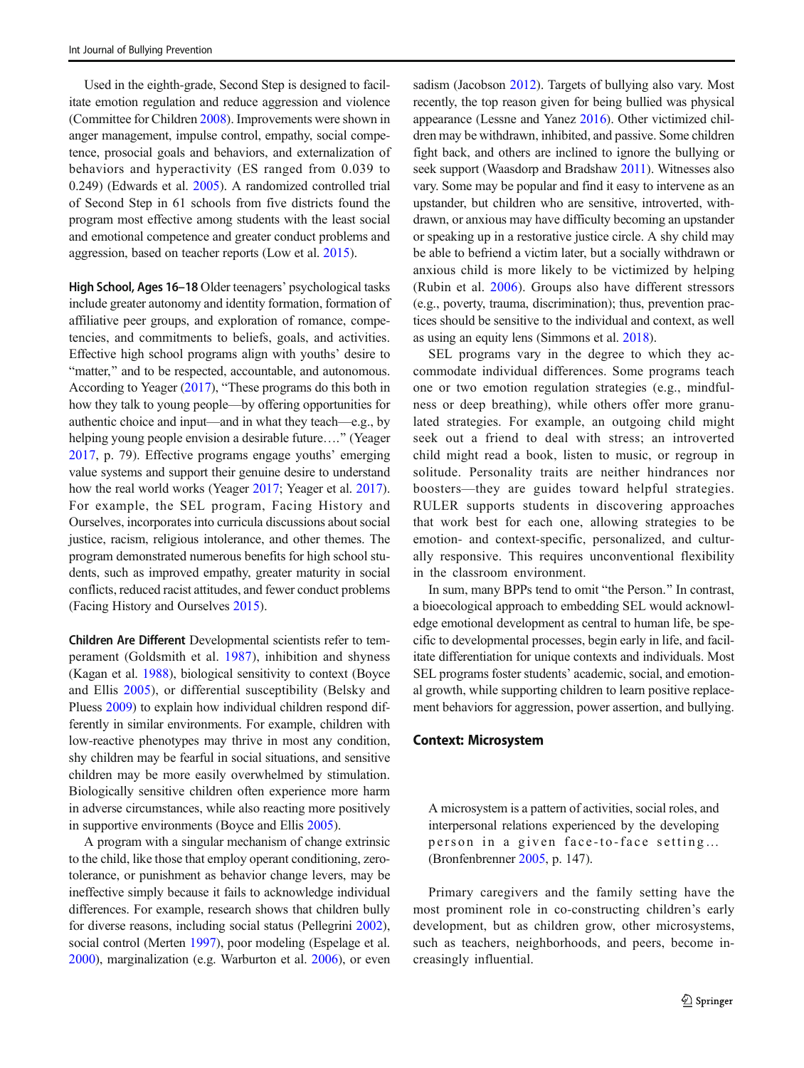Used in the eighth-grade, Second Step is designed to facilitate emotion regulation and reduce aggression and violence (Committee for Children 2008). Improvements were shown in anger management, impulse control, empathy, social competence, prosocial goals and behaviors, and externalization of behaviors and hyperactivity (ES ranged from 0.039 to 0.249) (Edwards et al. 2005). A randomized controlled trial of Second Step in 61 schools from five districts found the program most effective among students with the least social and emotional competence and greater conduct problems and aggression, based on teacher reports (Low et al. 2015).

**High School, Ages 16–18** Older teenagers' psychological tasks include greater autonomy and identity formation, formation of affiliative peer groups, and exploration of romance, competencies, and commitments to beliefs, goals, and activities. Effective high school programs align with youths' desire to "matter," and to be respected, accountable, and autonomous. According to Yeager (2017), "These programs do this both in how they talk to young people—by offering opportunities for authentic choice and input—and in what they teach—e.g., by helping young people envision a desirable future…." (Yeager 2017, p. 79). Effective programs engage youths' emerging value systems and support their genuine desire to understand how the real world works (Yeager 2017; Yeager et al. 2017). For example, the SEL program, Facing History and Ourselves, incorporates into curricula discussions about social justice, racism, religious intolerance, and other themes. The program demonstrated numerous benefits for high school students, such as improved empathy, greater maturity in social conflicts, reduced racist attitudes, and fewer conduct problems (Facing History and Ourselves 2015).

**Children Are Different** Developmental scientists refer to temperament (Goldsmith et al. 1987), inhibition and shyness (Kagan et al. 1988), biological sensitivity to context (Boyce and Ellis 2005), or differential susceptibility (Belsky and Pluess 2009) to explain how individual children respond differently in similar environments. For example, children with low-reactive phenotypes may thrive in most any condition, shy children may be fearful in social situations, and sensitive children may be more easily overwhelmed by stimulation. Biologically sensitive children often experience more harm in adverse circumstances, while also reacting more positively in supportive environments (Boyce and Ellis 2005).

A program with a singular mechanism of change extrinsic to the child, like those that employ operant conditioning, zero-tolerance, or punishment as behavior change levers, may be ineffective simply because it fails to acknowledge individual differences. For example, research shows that children bully for diverse reasons, including social status (Pellegrini 2002), social control (Merten 1997), poor modeling (Espelage et al. 2000), marginalization (e.g. Warburton et al. 2006), or even sadism (Jacobson 2012). Targets of bullying also vary. Most recently, the top reason given for being bullied was physical appearance (Lessne and Yanez 2016). Other victimized children may be withdrawn, inhibited, and passive. Some children fight back, and others are inclined to ignore the bullying or seek support (Waasdorp and Bradshaw 2011). Witnesses also vary. Some may be popular and find it easy to intervene as an upstander, but children who are sensitive, introverted, withdrawn, or anxious may have difficulty becoming an upstander or speaking up in a restorative justice circle. A shy child may be able to befriend a victim later, but a socially withdrawn or anxious child is more likely to be victimized by helping (Rubin et al. 2006). Groups also have different stressors (e.g., poverty, trauma, discrimination); thus, prevention practices should be sensitive to the individual and context, as well as using an equity lens (Simmons et al. 2018).

SEL programs vary in the degree to which they accommodate individual differences. Some programs teach one or two emotion regulation strategies (e.g., mindfulness or deep breathing), while others offer more granulated strategies. For example, an outgoing child might seek out a friend to deal with stress; an introverted child might read a book, listen to music, or regroup in solitude. Personality traits are neither hindrances nor boosters—they are guides toward helpful strategies. RULER supports students in discovering approaches that work best for each one, allowing strategies to be emotion- and context-specific, personalized, and culturally responsive. This requires unconventional flexibility in the classroom environment.

In sum, many BPPs tend to omit "the Person." In contrast, a bioecological approach to embedding SEL would acknowledge emotional development as central to human life, be specific to developmental processes, begin early in life, and facilitate differentiation for unique contexts and individuals. Most SEL programs foster students' academic, social, and emotional growth, while supporting children to learn positive replacement behaviors for aggression, power assertion, and bullying.

## Context: Microsystem

> A microsystem is a pattern of activities, social roles, and interpersonal relations experienced by the developing person in a given face-to-face setting… (Bronfenbrenner 2005, p. 147).

Primary caregivers and the family setting have the most prominent role in co-constructing children's early development, but as children grow, other microsystems, such as teachers, neighborhoods, and peers, become increasingly influential.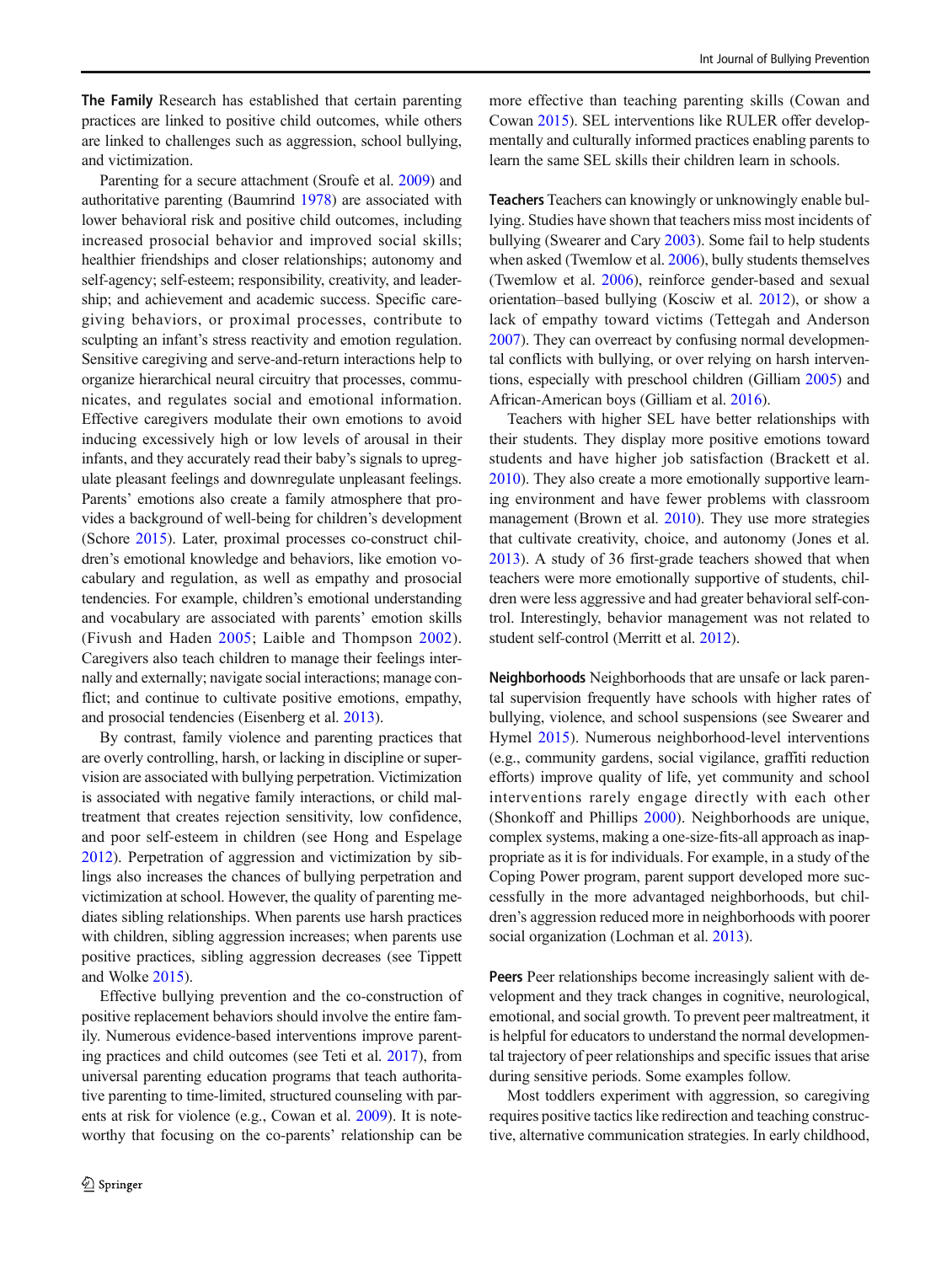**The Family** Research has established that certain parenting practices are linked to positive child outcomes, while others are linked to challenges such as aggression, school bullying, and victimization.

Parenting for a secure attachment (Sroufe et al. 2009) and authoritative parenting (Baumrind 1978) are associated with lower behavioral risk and positive child outcomes, including increased prosocial behavior and improved social skills; healthier friendships and closer relationships; autonomy and self-agency; self-esteem; responsibility, creativity, and leadership; and achievement and academic success. Specific caregiving behaviors, or proximal processes, contribute to sculpting an infant's stress reactivity and emotion regulation. Sensitive caregiving and serve-and-return interactions help to organize hierarchical neural circuitry that processes, communicates, and regulates social and emotional information. Effective caregivers modulate their own emotions to avoid inducing excessively high or low levels of arousal in their infants, and they accurately read their baby's signals to upregulate pleasant feelings and downregulate unpleasant feelings. Parents' emotions also create a family atmosphere that provides a background of well-being for children's development (Schore 2015). Later, proximal processes co-construct children's emotional knowledge and behaviors, like emotion vocabulary and regulation, as well as empathy and prosocial tendencies. For example, children's emotional understanding and vocabulary are associated with parents' emotion skills (Fivush and Haden 2005; Laible and Thompson 2002). Caregivers also teach children to manage their feelings internally and externally; navigate social interactions; manage conflict; and continue to cultivate positive emotions, empathy, and prosocial tendencies (Eisenberg et al. 2013).

By contrast, family violence and parenting practices that are overly controlling, harsh, or lacking in discipline or supervision are associated with bullying perpetration. Victimization is associated with negative family interactions, or child maltreatment that creates rejection sensitivity, low confidence, and poor self-esteem in children (see Hong and Espelage 2012). Perpetration of aggression and victimization by siblings also increases the chances of bullying perpetration and victimization at school. However, the quality of parenting mediates sibling relationships. When parents use harsh practices with children, sibling aggression increases; when parents use positive practices, sibling aggression decreases (see Tippett and Wolke 2015).

Effective bullying prevention and the co-construction of positive replacement behaviors should involve the entire family. Numerous evidence-based interventions improve parenting practices and child outcomes (see Teti et al. 2017), from universal parenting education programs that teach authoritative parenting to time-limited, structured counseling with parents at risk for violence (e.g., Cowan et al. 2009). It is noteworthy that focusing on the co-parents' relationship can be more effective than teaching parenting skills (Cowan and Cowan 2015). SEL interventions like RULER offer developmentally and culturally informed practices enabling parents to learn the same SEL skills their children learn in schools.

**Teachers** Teachers can knowingly or unknowingly enable bullying. Studies have shown that teachers miss most incidents of bullying (Swearer and Cary 2003). Some fail to help students when asked (Twemlow et al. 2006), bully students themselves (Twemlow et al. 2006), reinforce gender-based and sexual orientation–based bullying (Kosciw et al. 2012), or show a lack of empathy toward victims (Tettegah and Anderson 2007). They can overreact by confusing normal developmental conflicts with bullying, or over relying on harsh interventions, especially with preschool children (Gilliam 2005) and African-American boys (Gilliam et al. 2016).

Teachers with higher SEL have better relationships with their students. They display more positive emotions toward students and have higher job satisfaction (Brackett et al. 2010). They also create a more emotionally supportive learning environment and have fewer problems with classroom management (Brown et al. 2010). They use more strategies that cultivate creativity, choice, and autonomy (Jones et al. 2013). A study of 36 first-grade teachers showed that when teachers were more emotionally supportive of students, children were less aggressive and had greater behavioral self-control. Interestingly, behavior management was not related to student self-control (Merritt et al. 2012).

**Neighborhoods** Neighborhoods that are unsafe or lack parental supervision frequently have schools with higher rates of bullying, violence, and school suspensions (see Swearer and Hymel 2015). Numerous neighborhood-level interventions (e.g., community gardens, social vigilance, graffiti reduction efforts) improve quality of life, yet community and school interventions rarely engage directly with each other (Shonkoff and Phillips 2000). Neighborhoods are unique, complex systems, making a one-size-fits-all approach as inappropriate as it is for individuals. For example, in a study of the Coping Power program, parent support developed more successfully in the more advantaged neighborhoods, but children's aggression reduced more in neighborhoods with poorer social organization (Lochman et al. 2013).

**Peers** Peer relationships become increasingly salient with development and they track changes in cognitive, neurological, emotional, and social growth. To prevent peer maltreatment, it is helpful for educators to understand the normal developmental trajectory of peer relationships and specific issues that arise during sensitive periods. Some examples follow.

Most toddlers experiment with aggression, so caregiving requires positive tactics like redirection and teaching constructive, alternative communication strategies. In early childhood,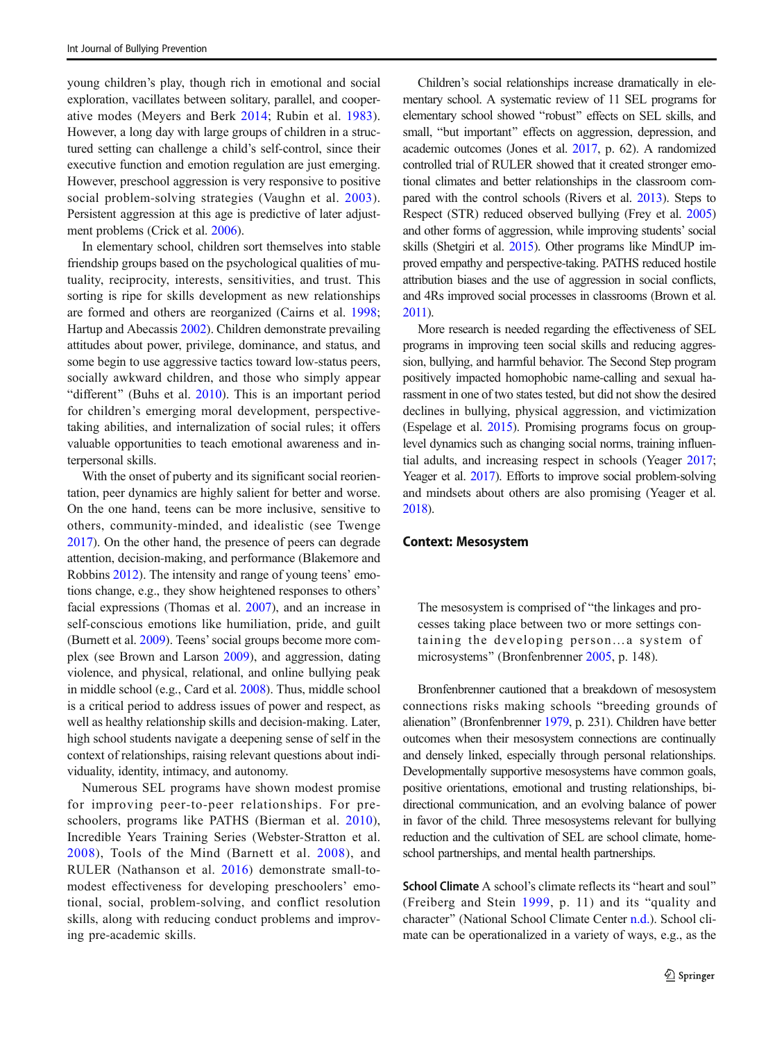young children's play, though rich in emotional and social exploration, vacillates between solitary, parallel, and cooperative modes (Meyers and Berk 2014; Rubin et al. 1983). However, a long day with large groups of children in a structured setting can challenge a child's self-control, since their executive function and emotion regulation are just emerging. However, preschool aggression is very responsive to positive social problem-solving strategies (Vaughn et al. 2003). Persistent aggression at this age is predictive of later adjustment problems (Crick et al. 2006).

In elementary school, children sort themselves into stable friendship groups based on the psychological qualities of mutuality, reciprocity, interests, sensitivities, and trust. This sorting is ripe for skills development as new relationships are formed and others are reorganized (Cairns et al. 1998; Hartup and Abecassis 2002). Children demonstrate prevailing attitudes about power, privilege, dominance, and status, and some begin to use aggressive tactics toward low-status peers, socially awkward children, and those who simply appear "different" (Buhs et al. 2010). This is an important period for children's emerging moral development, perspective-taking abilities, and internalization of social rules; it offers valuable opportunities to teach emotional awareness and interpersonal skills.

With the onset of puberty and its significant social reorientation, peer dynamics are highly salient for better and worse. On the one hand, teens can be more inclusive, sensitive to others, community-minded, and idealistic (see Twenge 2017). On the other hand, the presence of peers can degrade attention, decision-making, and performance (Blakemore and Robbins 2012). The intensity and range of young teens' emotions change, e.g., they show heightened responses to others' facial expressions (Thomas et al. 2007), and an increase in self-conscious emotions like humiliation, pride, and guilt (Burnett et al. 2009). Teens' social groups become more complex (see Brown and Larson 2009), and aggression, dating violence, and physical, relational, and online bullying peak in middle school (e.g., Card et al. 2008). Thus, middle school is a critical period to address issues of power and respect, as well as healthy relationship skills and decision-making. Later, high school students navigate a deepening sense of self in the context of relationships, raising relevant questions about individuality, identity, intimacy, and autonomy.

Numerous SEL programs have shown modest promise for improving peer-to-peer relationships. For preschoolers, programs like PATHS (Bierman et al. 2010), Incredible Years Training Series (Webster-Stratton et al. 2008), Tools of the Mind (Barnett et al. 2008), and RULER (Nathanson et al. 2016) demonstrate small-to-modest effectiveness for developing preschoolers' emotional, social, problem-solving, and conflict resolution skills, along with reducing conduct problems and improving pre-academic skills.

Children's social relationships increase dramatically in elementary school. A systematic review of 11 SEL programs for elementary school showed "robust" effects on SEL skills, and small, "but important" effects on aggression, depression, and academic outcomes (Jones et al. 2017, p. 62). A randomized controlled trial of RULER showed that it created stronger emotional climates and better relationships in the classroom compared with the control schools (Rivers et al. 2013). Steps to Respect (STR) reduced observed bullying (Frey et al. 2005) and other forms of aggression, while improving students' social skills (Shetgiri et al. 2015). Other programs like MindUP improved empathy and perspective-taking. PATHS reduced hostile attribution biases and the use of aggression in social conflicts, and 4Rs improved social processes in classrooms (Brown et al. 2011).

More research is needed regarding the effectiveness of SEL programs in improving teen social skills and reducing aggression, bullying, and harmful behavior. The Second Step program positively impacted homophobic name-calling and sexual harassment in one of two states tested, but did not show the desired declines in bullying, physical aggression, and victimization (Espelage et al. 2015). Promising programs focus on group-level dynamics such as changing social norms, training influential adults, and increasing respect in schools (Yeager 2017; Yeager et al. 2017). Efforts to improve social problem-solving and mindsets about others are also promising (Yeager et al. 2018).

## Context: Mesosystem

> The mesosystem is comprised of "the linkages and processes taking place between two or more settings containing the developing person…a system of microsystems" (Bronfenbrenner 2005, p. 148).

Bronfenbrenner cautioned that a breakdown of mesosystem connections risks making schools "breeding grounds of alienation" (Bronfenbrenner 1979, p. 231). Children have better outcomes when their mesosystem connections are continually and densely linked, especially through personal relationships. Developmentally supportive mesosystems have common goals, positive orientations, emotional and trusting relationships, bi-directional communication, and an evolving balance of power in favor of the child. Three mesosystems relevant for bullying reduction and the cultivation of SEL are school climate, home-school partnerships, and mental health partnerships.

**School Climate** A school's climate reflects its "heart and soul" (Freiberg and Stein 1999, p. 11) and its "quality and character" (National School Climate Center n.d.). School climate can be operationalized in a variety of ways, e.g., as the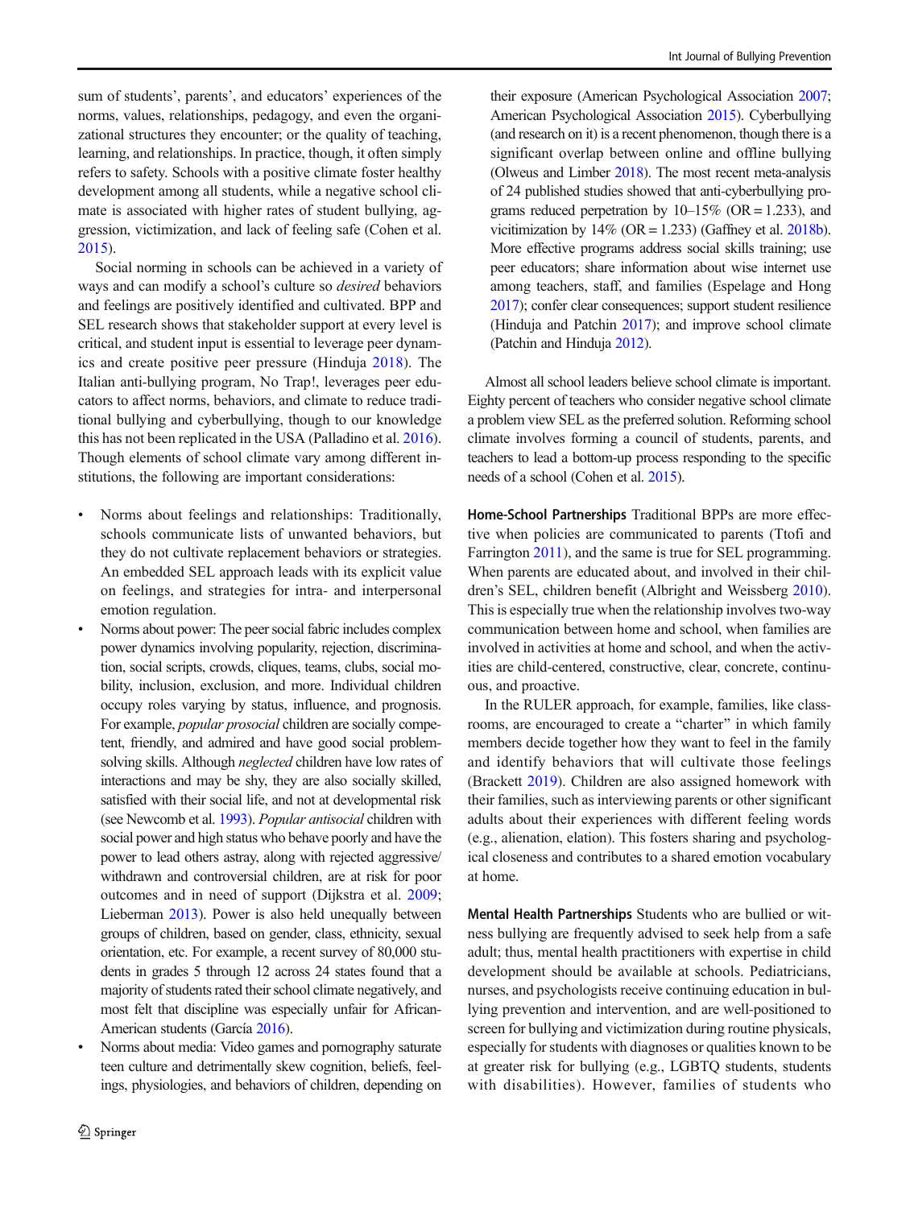sum of students', parents', and educators' experiences of the norms, values, relationships, pedagogy, and even the organizational structures they encounter; or the quality of teaching, learning, and relationships. In practice, though, it often simply refers to safety. Schools with a positive climate foster healthy development among all students, while a negative school climate is associated with higher rates of student bullying, aggression, victimization, and lack of feeling safe (Cohen et al. 2015).

Social norming in schools can be achieved in a variety of ways and can modify a school's culture so *desired* behaviors and feelings are positively identified and cultivated. BPP and SEL research shows that stakeholder support at every level is critical, and student input is essential to leverage peer dynamics and create positive peer pressure (Hinduja 2018). The Italian anti-bullying program, No Trap!, leverages peer educators to affect norms, behaviors, and climate to reduce traditional bullying and cyberbullying, though to our knowledge this has not been replicated in the USA (Palladino et al. 2016). Though elements of school climate vary among different institutions, the following are important considerations:

- Norms about feelings and relationships: Traditionally, schools communicate lists of unwanted behaviors, but they do not cultivate replacement behaviors or strategies. An embedded SEL approach leads with its explicit value on feelings, and strategies for intra- and interpersonal emotion regulation.
- Norms about power: The peer social fabric includes complex power dynamics involving popularity, rejection, discrimination, social scripts, crowds, cliques, teams, clubs, social mobility, inclusion, exclusion, and more. Individual children occupy roles varying by status, influence, and prognosis. For example, *popular prosocial* children are socially competent, friendly, and admired and have good social problem-solving skills. Although *neglected* children have low rates of interactions and may be shy, they are also socially skilled, satisfied with their social life, and not at developmental risk (see Newcomb et al. 1993). *Popular antisocial* children with social power and high status who behave poorly and have the power to lead others astray, along with rejected aggressive/withdrawn and controversial children, are at risk for poor outcomes and in need of support (Dijkstra et al. 2009; Lieberman 2013). Power is also held unequally between groups of children, based on gender, class, ethnicity, sexual orientation, etc. For example, a recent survey of 80,000 students in grades 5 through 12 across 24 states found that a majority of students rated their school climate negatively, and most felt that discipline was especially unfair for African-American students (García 2016).
- Norms about media: Video games and pornography saturate teen culture and detrimentally skew cognition, beliefs, feelings, physiologies, and behaviors of children, depending on their exposure (American Psychological Association 2007; American Psychological Association 2015). Cyberbullying (and research on it) is a recent phenomenon, though there is a significant overlap between online and offline bullying (Olweus and Limber 2018). The most recent meta-analysis of 24 published studies showed that anti-cyberbullying programs reduced perpetration by 10–15% (OR = 1.233), and vicitimization by 14% (OR = 1.233) (Gaffney et al. 2018b). More effective programs address social skills training; use peer educators; share information about wise internet use among teachers, staff, and families (Espelage and Hong 2017); confer clear consequences; support student resilience (Hinduja and Patchin 2017); and improve school climate (Patchin and Hinduja 2012).

Almost all school leaders believe school climate is important. Eighty percent of teachers who consider negative school climate a problem view SEL as the preferred solution. Reforming school climate involves forming a council of students, parents, and teachers to lead a bottom-up process responding to the specific needs of a school (Cohen et al. 2015).

**Home-School Partnerships** Traditional BPPs are more effective when policies are communicated to parents (Ttofi and Farrington 2011), and the same is true for SEL programming. When parents are educated about, and involved in their children's SEL, children benefit (Albright and Weissberg 2010). This is especially true when the relationship involves two-way communication between home and school, when families are involved in activities at home and school, and when the activities are child-centered, constructive, clear, concrete, continuous, and proactive.

In the RULER approach, for example, families, like classrooms, are encouraged to create a "charter" in which family members decide together how they want to feel in the family and identify behaviors that will cultivate those feelings (Brackett 2019). Children are also assigned homework with their families, such as interviewing parents or other significant adults about their experiences with different feeling words (e.g., alienation, elation). This fosters sharing and psychological closeness and contributes to a shared emotion vocabulary at home.

**Mental Health Partnerships** Students who are bullied or witness bullying are frequently advised to seek help from a safe adult; thus, mental health practitioners with expertise in child development should be available at schools. Pediatricians, nurses, and psychologists receive continuing education in bullying prevention and intervention, and are well-positioned to screen for bullying and victimization during routine physicals, especially for students with diagnoses or qualities known to be at greater risk for bullying (e.g., LGBTQ students, students with disabilities). However, families of students who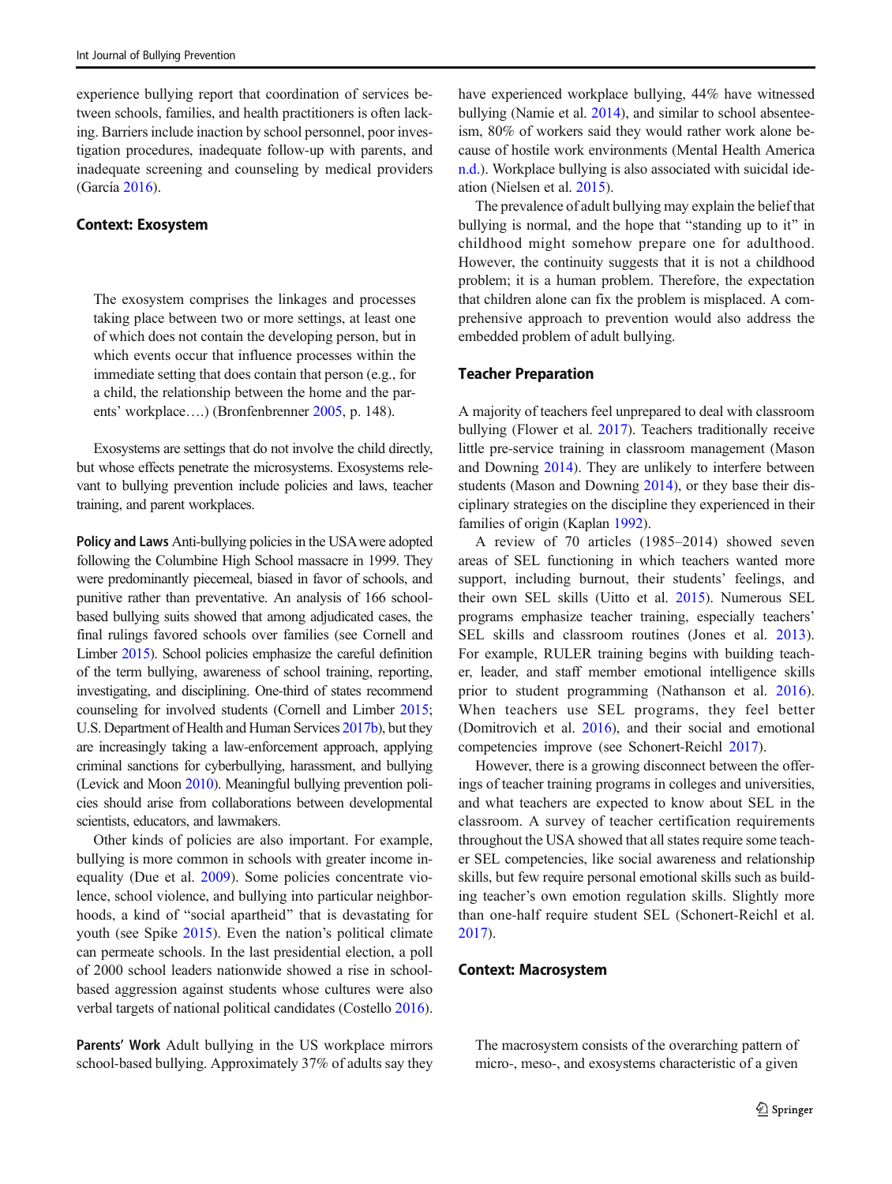experience bullying report that coordination of services between schools, families, and health practitioners is often lacking. Barriers include inaction by school personnel, poor investigation procedures, inadequate follow-up with parents, and inadequate screening and counseling by medical providers (García 2016).

### Context: Exosystem

> The exosystem comprises the linkages and processes taking place between two or more settings, at least one of which does not contain the developing person, but in which events occur that influence processes within the immediate setting that does contain that person (e.g., for a child, the relationship between the home and the parents' workplace….) (Bronfenbrenner 2005, p. 148).

Exosystems are settings that do not involve the child directly, but whose effects penetrate the microsystems. Exosystems relevant to bullying prevention include policies and laws, teacher training, and parent workplaces.

**Policy and Laws** Anti-bullying policies in the USA were adopted following the Columbine High School massacre in 1999. They were predominantly piecemeal, biased in favor of schools, and punitive rather than preventative. An analysis of 166 school-based bullying suits showed that among adjudicated cases, the final rulings favored schools over families (see Cornell and Limber 2015). School policies emphasize the careful definition of the term bullying, awareness of school training, reporting, investigating, and disciplining. One-third of states recommend counseling for involved students (Cornell and Limber 2015; U.S. Department of Health and Human Services 2017b), but they are increasingly taking a law-enforcement approach, applying criminal sanctions for cyberbullying, harassment, and bullying (Levick and Moon 2010). Meaningful bullying prevention policies should arise from collaborations between developmental scientists, educators, and lawmakers.

Other kinds of policies are also important. For example, bullying is more common in schools with greater income inequality (Due et al. 2009). Some policies concentrate violence, school violence, and bullying into particular neighborhoods, a kind of "social apartheid" that is devastating for youth (see Spike 2015). Even the nation's political climate can permeate schools. In the last presidential election, a poll of 2000 school leaders nationwide showed a rise in school-based aggression against students whose cultures were also verbal targets of national political candidates (Costello 2016).

**Parents' Work** Adult bullying in the US workplace mirrors school-based bullying. Approximately 37% of adults say they have experienced workplace bullying, 44% have witnessed bullying (Namie et al. 2014), and similar to school absenteeism, 80% of workers said they would rather work alone because of hostile work environments (Mental Health America n.d.). Workplace bullying is also associated with suicidal ideation (Nielsen et al. 2015).

The prevalence of adult bullying may explain the belief that bullying is normal, and the hope that "standing up to it" in childhood might somehow prepare one for adulthood. However, the continuity suggests that it is not a childhood problem; it is a human problem. Therefore, the expectation that children alone can fix the problem is misplaced. A comprehensive approach to prevention would also address the embedded problem of adult bullying.

### Teacher Preparation

A majority of teachers feel unprepared to deal with classroom bullying (Flower et al. 2017). Teachers traditionally receive little pre-service training in classroom management (Mason and Downing 2014). They are unlikely to interfere between students (Mason and Downing 2014), or they base their disciplinary strategies on the discipline they experienced in their families of origin (Kaplan 1992).

A review of 70 articles (1985–2014) showed seven areas of SEL functioning in which teachers wanted more support, including burnout, their students' feelings, and their own SEL skills (Uitto et al. 2015). Numerous SEL programs emphasize teacher training, especially teachers' SEL skills and classroom routines (Jones et al. 2013). For example, RULER training begins with building teacher, leader, and staff member emotional intelligence skills prior to student programming (Nathanson et al. 2016). When teachers use SEL programs, they feel better (Domitrovich et al. 2016), and their social and emotional competencies improve (see Schonert-Reichl 2017).

However, there is a growing disconnect between the offerings of teacher training programs in colleges and universities, and what teachers are expected to know about SEL in the classroom. A survey of teacher certification requirements throughout the USA showed that all states require some teacher SEL competencies, like social awareness and relationship skills, but few require personal emotional skills such as building teacher's own emotion regulation skills. Slightly more than one-half require student SEL (Schonert-Reichl et al. 2017).

### Context: Macrosystem

> The macrosystem consists of the overarching pattern of micro-, meso-, and exosystems characteristic of a given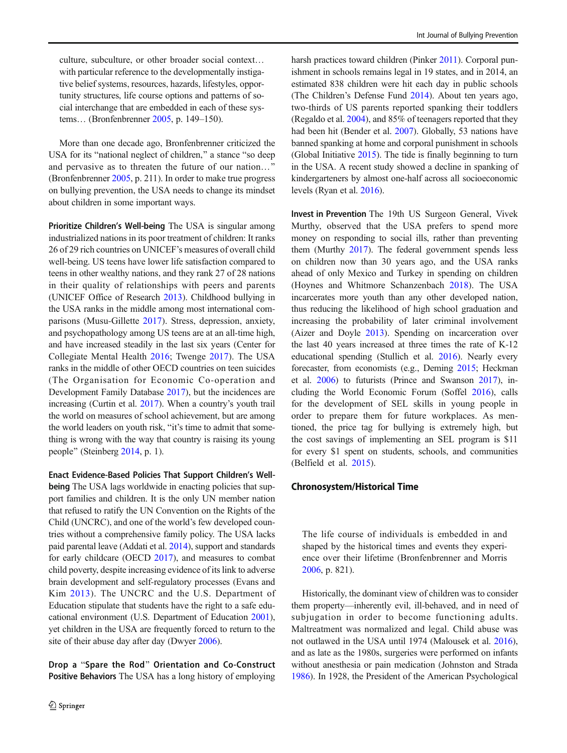culture, subculture, or other broader social context… with particular reference to the developmentally instigative belief systems, resources, hazards, lifestyles, opportunity structures, life course options and patterns of social interchange that are embedded in each of these systems… (Bronfenbrenner 2005, p. 149–150).

More than one decade ago, Bronfenbrenner criticized the USA for its "national neglect of children," a stance "so deep and pervasive as to threaten the future of our nation…" (Bronfenbrenner 2005, p. 211). In order to make true progress on bullying prevention, the USA needs to change its mindset about children in some important ways.

**Prioritize Children's Well-being** The USA is singular among industrialized nations in its poor treatment of children: It ranks 26 of 29 rich countries on UNICEF's measures of overall child well-being. US teens have lower life satisfaction compared to teens in other wealthy nations, and they rank 27 of 28 nations in their quality of relationships with peers and parents (UNICEF Office of Research 2013). Childhood bullying in the USA ranks in the middle among most international comparisons (Musu-Gillette 2017). Stress, depression, anxiety, and psychopathology among US teens are at an all-time high, and have increased steadily in the last six years (Center for Collegiate Mental Health 2016; Twenge 2017). The USA ranks in the middle of other OECD countries on teen suicides (The Organisation for Economic Co-operation and Development Family Database 2017), but the incidences are increasing (Curtin et al. 2017). When a country's youth trail the world on measures of school achievement, but are among the world leaders on youth risk, "it's time to admit that something is wrong with the way that country is raising its young people" (Steinberg 2014, p. 1).

**Enact Evidence-Based Policies That Support Children's Well-being** The USA lags worldwide in enacting policies that support families and children. It is the only UN member nation that refused to ratify the UN Convention on the Rights of the Child (UNCRC), and one of the world's few developed countries without a comprehensive family policy. The USA lacks paid parental leave (Addati et al. 2014), support and standards for early childcare (OECD 2017), and measures to combat child poverty, despite increasing evidence of its link to adverse brain development and self-regulatory processes (Evans and Kim 2013). The UNCRC and the U.S. Department of Education stipulate that students have the right to a safe educational environment (U.S. Department of Education 2001), yet children in the USA are frequently forced to return to the site of their abuse day after day (Dwyer 2006).

**Drop a "Spare the Rod" Orientation and Co-Construct Positive Behaviors** The USA has a long history of employing harsh practices toward children (Pinker 2011). Corporal punishment in schools remains legal in 19 states, and in 2014, an estimated 838 children were hit each day in public schools (The Children's Defense Fund 2014). About ten years ago, two-thirds of US parents reported spanking their toddlers (Regaldo et al. 2004), and 85% of teenagers reported that they had been hit (Bender et al. 2007). Globally, 53 nations have banned spanking at home and corporal punishment in schools (Global Initiative 2015). The tide is finally beginning to turn in the USA. A recent study showed a decline in spanking of kindergarteners by almost one-half across all socioeconomic levels (Ryan et al. 2016).

**Invest in Prevention** The 19th US Surgeon General, Vivek Murthy, observed that the USA prefers to spend more money on responding to social ills, rather than preventing them (Murthy 2017). The federal government spends less on children now than 30 years ago, and the USA ranks ahead of only Mexico and Turkey in spending on children (Hoynes and Whitmore Schanzenbach 2018). The USA incarcerates more youth than any other developed nation, thus reducing the likelihood of high school graduation and increasing the probability of later criminal involvement (Aizer and Doyle 2013). Spending on incarceration over the last 40 years increased at three times the rate of K-12 educational spending (Stullich et al. 2016). Nearly every forecaster, from economists (e.g., Deming 2015; Heckman et al. 2006) to futurists (Prince and Swanson 2017), including the World Economic Forum (Soffel 2016), calls for the development of SEL skills in young people in order to prepare them for future workplaces. As mentioned, the price tag for bullying is extremely high, but the cost savings of implementing an SEL program is $11 for every $1 spent on students, schools, and communities (Belfield et al. 2015).

## Chronosystem/Historical Time

> The life course of individuals is embedded in and shaped by the historical times and events they experience over their lifetime (Bronfenbrenner and Morris 2006, p. 821).

Historically, the dominant view of children was to consider them property—inherently evil, ill-behaved, and in need of subjugation in order to become functioning adults. Maltreatment was normalized and legal. Child abuse was not outlawed in the USA until 1974 (Malousek et al. 2016), and as late as the 1980s, surgeries were performed on infants without anesthesia or pain medication (Johnston and Strada 1986). In 1928, the President of the American Psychological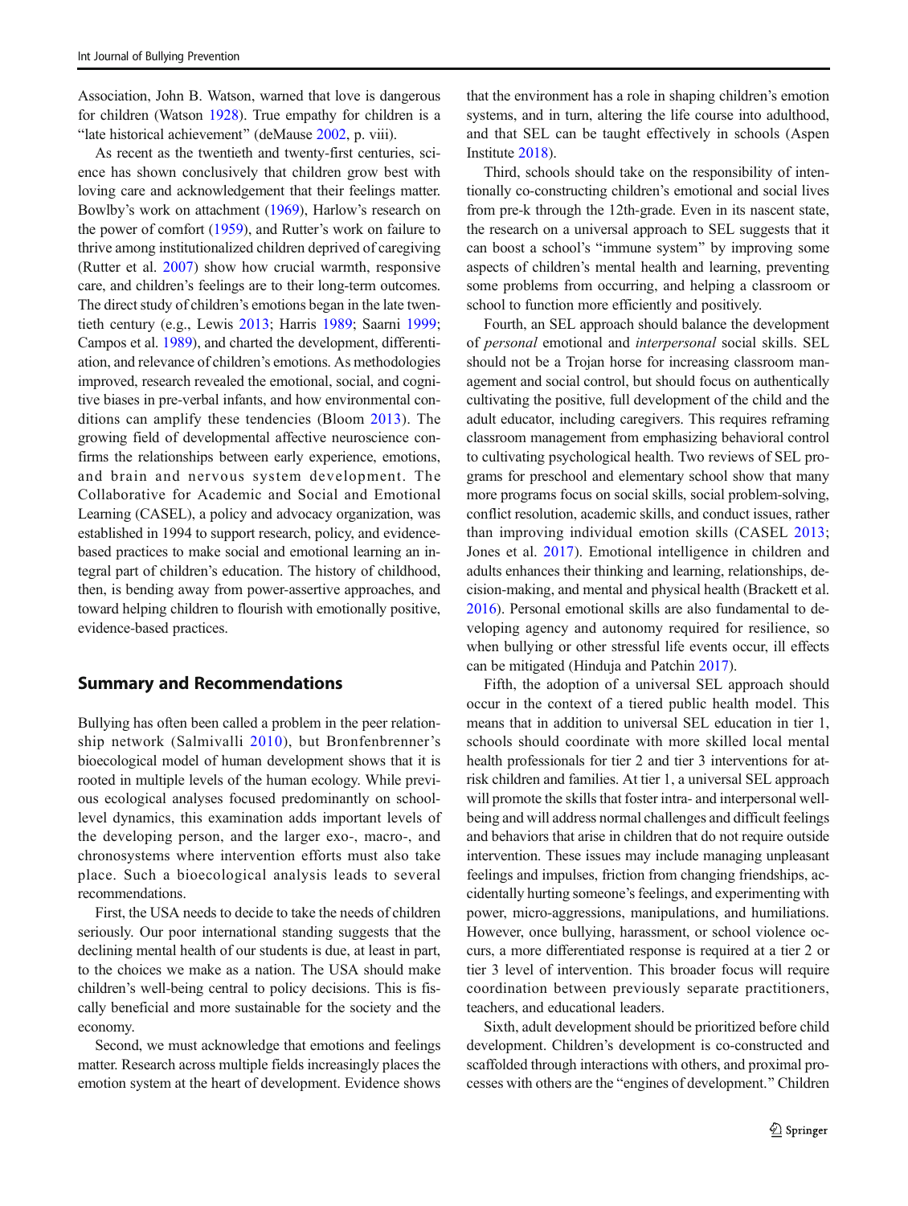Association, John B. Watson, warned that love is dangerous for children (Watson 1928). True empathy for children is a "late historical achievement" (deMause 2002, p. viii).

As recent as the twentieth and twenty-first centuries, science has shown conclusively that children grow best with loving care and acknowledgement that their feelings matter. Bowlby's work on attachment (1969), Harlow's research on the power of comfort (1959), and Rutter's work on failure to thrive among institutionalized children deprived of caregiving (Rutter et al. 2007) show how crucial warmth, responsive care, and children's feelings are to their long-term outcomes. The direct study of children's emotions began in the late twentieth century (e.g., Lewis 2013; Harris 1989; Saarni 1999; Campos et al. 1989), and charted the development, differentiation, and relevance of children's emotions. As methodologies improved, research revealed the emotional, social, and cognitive biases in pre-verbal infants, and how environmental conditions can amplify these tendencies (Bloom 2013). The growing field of developmental affective neuroscience confirms the relationships between early experience, emotions, and brain and nervous system development. The Collaborative for Academic and Social and Emotional Learning (CASEL), a policy and advocacy organization, was established in 1994 to support research, policy, and evidence-based practices to make social and emotional learning an integral part of children's education. The history of childhood, then, is bending away from power-assertive approaches, and toward helping children to flourish with emotionally positive, evidence-based practices.

## Summary and Recommendations

Bullying has often been called a problem in the peer relationship network (Salmivalli 2010), but Bronfenbrenner's bioecological model of human development shows that it is rooted in multiple levels of the human ecology. While previous ecological analyses focused predominantly on school-level dynamics, this examination adds important levels of the developing person, and the larger exo-, macro-, and chronosystems where intervention efforts must also take place. Such a bioecological analysis leads to several recommendations.

First, the USA needs to decide to take the needs of children seriously. Our poor international standing suggests that the declining mental health of our students is due, at least in part, to the choices we make as a nation. The USA should make children's well-being central to policy decisions. This is fiscally beneficial and more sustainable for the society and the economy.

Second, we must acknowledge that emotions and feelings matter. Research across multiple fields increasingly places the emotion system at the heart of development. Evidence shows that the environment has a role in shaping children's emotion systems, and in turn, altering the life course into adulthood, and that SEL can be taught effectively in schools (Aspen Institute 2018).

Third, schools should take on the responsibility of intentionally co-constructing children's emotional and social lives from pre-k through the 12th-grade. Even in its nascent state, the research on a universal approach to SEL suggests that it can boost a school's "immune system" by improving some aspects of children's mental health and learning, preventing some problems from occurring, and helping a classroom or school to function more efficiently and positively.

Fourth, an SEL approach should balance the development of *personal* emotional and *interpersonal* social skills. SEL should not be a Trojan horse for increasing classroom management and social control, but should focus on authentically cultivating the positive, full development of the child and the adult educator, including caregivers. This requires reframing classroom management from emphasizing behavioral control to cultivating psychological health. Two reviews of SEL programs for preschool and elementary school show that many more programs focus on social skills, social problem-solving, conflict resolution, academic skills, and conduct issues, rather than improving individual emotion skills (CASEL 2013; Jones et al. 2017). Emotional intelligence in children and adults enhances their thinking and learning, relationships, decision-making, and mental and physical health (Brackett et al. 2016). Personal emotional skills are also fundamental to developing agency and autonomy required for resilience, so when bullying or other stressful life events occur, ill effects can be mitigated (Hinduja and Patchin 2017).

Fifth, the adoption of a universal SEL approach should occur in the context of a tiered public health model. This means that in addition to universal SEL education in tier 1, schools should coordinate with more skilled local mental health professionals for tier 2 and tier 3 interventions for at-risk children and families. At tier 1, a universal SEL approach will promote the skills that foster intra- and interpersonal well-being and will address normal challenges and difficult feelings and behaviors that arise in children that do not require outside intervention. These issues may include managing unpleasant feelings and impulses, friction from changing friendships, accidentally hurting someone's feelings, and experimenting with power, micro-aggressions, manipulations, and humiliations. However, once bullying, harassment, or school violence occurs, a more differentiated response is required at a tier 2 or tier 3 level of intervention. This broader focus will require coordination between previously separate practitioners, teachers, and educational leaders.

Sixth, adult development should be prioritized before child development. Children's development is co-constructed and scaffolded through interactions with others, and proximal processes with others are the "engines of development." Children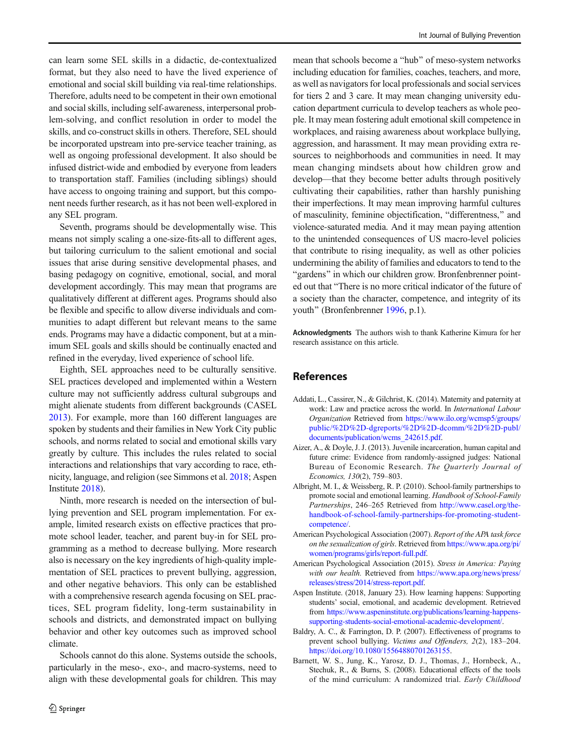can learn some SEL skills in a didactic, de-contextualized format, but they also need to have the lived experience of emotional and social skill building via real-time relationships. Therefore, adults need to be competent in their own emotional and social skills, including self-awareness, interpersonal problem-solving, and conflict resolution in order to model the skills, and co-construct skills in others. Therefore, SEL should be incorporated upstream into pre-service teacher training, as well as ongoing professional development. It also should be infused district-wide and embodied by everyone from leaders to transportation staff. Families (including siblings) should have access to ongoing training and support, but this component needs further research, as it has not been well-explored in any SEL program.

Seventh, programs should be developmentally wise. This means not simply scaling a one-size-fits-all to different ages, but tailoring curriculum to the salient emotional and social issues that arise during sensitive developmental phases, and basing pedagogy on cognitive, emotional, social, and moral development accordingly. This may mean that programs are qualitatively different at different ages. Programs should also be flexible and specific to allow diverse individuals and communities to adapt different but relevant means to the same ends. Programs may have a didactic component, but at a minimum SEL goals and skills should be continually enacted and refined in the everyday, lived experience of school life.

Eighth, SEL approaches need to be culturally sensitive. SEL practices developed and implemented within a Western culture may not sufficiently address cultural subgroups and might alienate students from different backgrounds (CASEL 2013). For example, more than 160 different languages are spoken by students and their families in New York City public schools, and norms related to social and emotional skills vary greatly by culture. This includes the rules related to social interactions and relationships that vary according to race, ethnicity, language, and religion (see Simmons et al. 2018; Aspen Institute 2018).

Ninth, more research is needed on the intersection of bullying prevention and SEL program implementation. For example, limited research exists on effective practices that promote school leader, teacher, and parent buy-in for SEL programming as a method to decrease bullying. More research also is necessary on the key ingredients of high-quality implementation of SEL practices to prevent bullying, aggression, and other negative behaviors. This only can be established with a comprehensive research agenda focusing on SEL practices, SEL program fidelity, long-term sustainability in schools and districts, and demonstrated impact on bullying behavior and other key outcomes such as improved school climate.

Schools cannot do this alone. Systems outside the schools, particularly in the meso-, exo-, and macro-systems, need to align with these developmental goals for children. This may mean that schools become a "hub" of meso-system networks including education for families, coaches, teachers, and more, as well as navigators for local professionals and social services for tiers 2 and 3 care. It may mean changing university education department curricula to develop teachers as whole people. It may mean fostering adult emotional skill competence in workplaces, and raising awareness about workplace bullying, aggression, and harassment. It may mean providing extra resources to neighborhoods and communities in need. It may mean changing mindsets about how children grow and develop—that they become better adults through positively cultivating their capabilities, rather than harshly punishing their imperfections. It may mean improving harmful cultures of masculinity, feminine objectification, "differentness," and violence-saturated media. And it may mean paying attention to the unintended consequences of US macro-level policies that contribute to rising inequality, as well as other policies undermining the ability of families and educators to tend to the "gardens" in which our children grow. Bronfenbrenner pointed out that "There is no more critical indicator of the future of a society than the character, competence, and integrity of its youth" (Bronfenbrenner 1996, p.1).

**Acknowledgments** The authors wish to thank Katherine Kimura for her research assistance on this article.

## References

Addati, L., Cassirer, N., & Gilchrist, K. (2014). Maternity and paternity at work: Law and practice across the world. In *International Labour Organization* Retrieved from https://www.ilo.org/wcmsp5/groups/public/%2D%2D-dgreports/%2D%2D-dcomm/%2D%2D-publ/documents/publication/wcms_242615.pdf.

Aizer, A., & Doyle, J. J. (2013). Juvenile incarceration, human capital and future crime: Evidence from randomly-assigned judges: National Bureau of Economic Research. *The Quarterly Journal of Economics, 130*(2), 759–803.

Albright, M. I., & Weissberg, R. P. (2010). School-family partnerships to promote social and emotional learning. *Handbook of School-Family Partnerships*, 246–265 Retrieved from http://www.casel.org/the-handbook-of-school-family-partnerships-for-promoting-student-competence/.

American Psychological Association (2007). *Report of the APA task force on the sexualization of girls*. Retrieved from https://www.apa.org/pi/women/programs/girls/report-full.pdf.

American Psychological Association (2015). *Stress in America: Paying with our health.* Retrieved from https://www.apa.org/news/press/releases/stress/2014/stress-report.pdf.

Aspen Institute. (2018, January 23). How learning happens: Supporting students' social, emotional, and academic development. Retrieved from https://www.aspeninstitute.org/publications/learning-happens-supporting-students-social-emotional-academic-development/.

Baldry, A. C., & Farrington, D. P. (2007). Effectiveness of programs to prevent school bullying. *Victims and Offenders, 2*(2), 183–204. https://doi.org/10.1080/15564880701263155.

Barnett, W. S., Jung, K., Yarosz, D. J., Thomas, J., Hornbeck, A., Stechuk, R., & Burns, S. (2008). Educational effects of the tools of the mind curriculum: A randomized trial. *Early Childhood*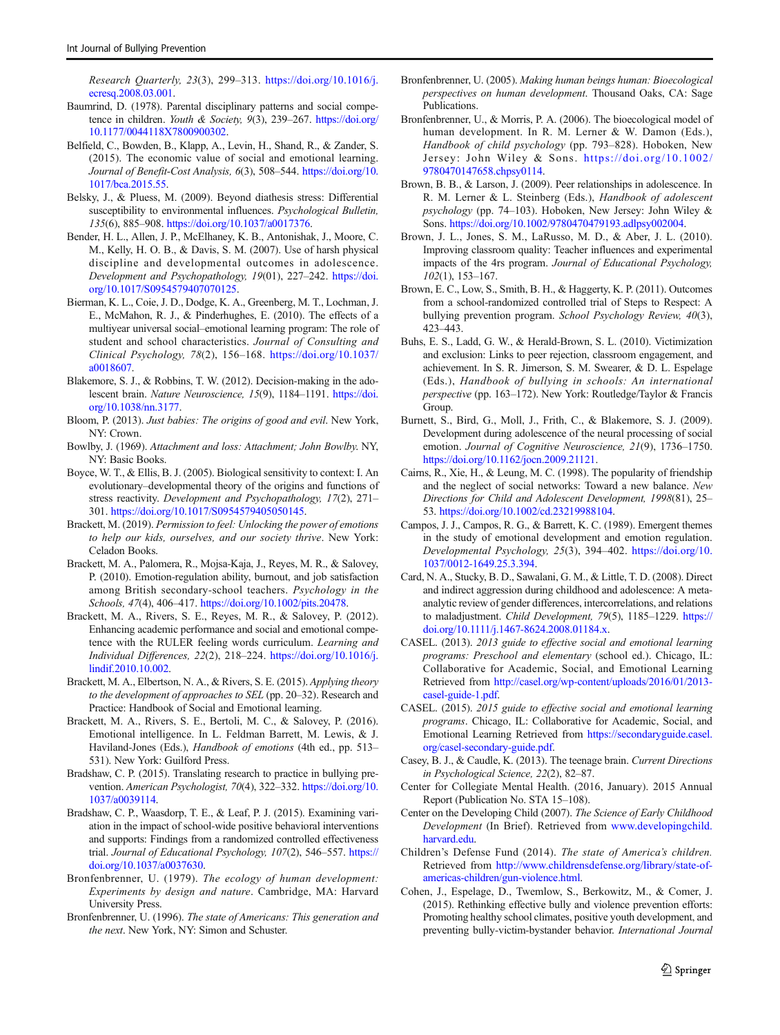Research Quarterly, 23(3), 299–313. https://doi.org/10.1016/j.ecresq.2008.03.001.

Baumrind, D. (1978). Parental disciplinary patterns and social competence in children. *Youth & Society, 9*(3), 239–267. https://doi.org/10.1177/0044118X7800900302.

Belfield, C., Bowden, B., Klapp, A., Levin, H., Shand, R., & Zander, S. (2015). The economic value of social and emotional learning. *Journal of Benefit-Cost Analysis, 6*(3), 508–544. https://doi.org/10.1017/bca.2015.55.

Belsky, J., & Pluess, M. (2009). Beyond diathesis stress: Differential susceptibility to environmental influences. *Psychological Bulletin, 135*(6), 885–908. https://doi.org/10.1037/a0017376.

Bender, H. L., Allen, J. P., McElhaney, K. B., Antonishak, J., Moore, C. M., Kelly, H. O. B., & Davis, S. M. (2007). Use of harsh physical discipline and developmental outcomes in adolescence. *Development and Psychopathology, 19*(01), 227–242. https://doi.org/10.1017/S0954579407070125.

Bierman, K. L., Coie, J. D., Dodge, K. A., Greenberg, M. T., Lochman, J. E., McMahon, R. J., & Pinderhughes, E. (2010). The effects of a multiyear universal social–emotional learning program: The role of student and school characteristics. *Journal of Consulting and Clinical Psychology, 78*(2), 156–168. https://doi.org/10.1037/a0018607.

Blakemore, S. J., & Robbins, T. W. (2012). Decision-making in the adolescent brain. *Nature Neuroscience, 15*(9), 1184–1191. https://doi.org/10.1038/nn.3177.

Bloom, P. (2013). *Just babies: The origins of good and evil*. New York, NY: Crown.

Bowlby, J. (1969). *Attachment and loss: Attachment; John Bowlby*. NY, NY: Basic Books.

Boyce, W. T., & Ellis, B. J. (2005). Biological sensitivity to context: I. An evolutionary–developmental theory of the origins and functions of stress reactivity. *Development and Psychopathology, 17*(2), 271–301. https://doi.org/10.1017/S0954579405050145.

Brackett, M. (2019). *Permission to feel: Unlocking the power of emotions to help our kids, ourselves, and our society thrive*. New York: Celadon Books.

Brackett, M. A., Palomera, R., Mojsa-Kaja, J., Reyes, M. R., & Salovey, P. (2010). Emotion-regulation ability, burnout, and job satisfaction among British secondary-school teachers. *Psychology in the Schools, 47*(4), 406–417. https://doi.org/10.1002/pits.20478.

Brackett, M. A., Rivers, S. E., Reyes, M. R., & Salovey, P. (2012). Enhancing academic performance and social and emotional competence with the RULER feeling words curriculum. *Learning and Individual Differences, 22*(2), 218–224. https://doi.org/10.1016/j.lindif.2010.10.002.

Brackett, M. A., Elbertson, N. A., & Rivers, S. E. (2015). *Applying theory to the development of approaches to SEL* (pp. 20–32). Research and Practice: Handbook of Social and Emotional learning.

Brackett, M. A., Rivers, S. E., Bertoli, M. C., & Salovey, P. (2016). Emotional intelligence. In L. Feldman Barrett, M. Lewis, & J. Haviland-Jones (Eds.), *Handbook of emotions* (4th ed., pp. 513–531). New York: Guilford Press.

Bradshaw, C. P. (2015). Translating research to practice in bullying prevention. *American Psychologist, 70*(4), 322–332. https://doi.org/10.1037/a0039114.

Bradshaw, C. P., Waasdorp, T. E., & Leaf, P. J. (2015). Examining variation in the impact of school-wide positive behavioral interventions and supports: Findings from a randomized controlled effectiveness trial. *Journal of Educational Psychology, 107*(2), 546–557. https://doi.org/10.1037/a0037630.

Bronfenbrenner, U. (1979). *The ecology of human development: Experiments by design and nature*. Cambridge, MA: Harvard University Press.

Bronfenbrenner, U. (1996). *The state of Americans: This generation and the next*. New York, NY: Simon and Schuster.

Bronfenbrenner, U. (2005). *Making human beings human: Bioecological perspectives on human development*. Thousand Oaks, CA: Sage Publications.

Bronfenbrenner, U., & Morris, P. A. (2006). The bioecological model of human development. In R. M. Lerner & W. Damon (Eds.), *Handbook of child psychology* (pp. 793–828). Hoboken, New Jersey: John Wiley & Sons. https://doi.org/10.1002/9780470147658.chpsy0114.

Brown, B. B., & Larson, J. (2009). Peer relationships in adolescence. In R. M. Lerner & L. Steinberg (Eds.), *Handbook of adolescent psychology* (pp. 74–103). Hoboken, New Jersey: John Wiley & Sons. https://doi.org/10.1002/9780470479193.adlpsy002004.

Brown, J. L., Jones, S. M., LaRusso, M. D., & Aber, J. L. (2010). Improving classroom quality: Teacher influences and experimental impacts of the 4rs program. *Journal of Educational Psychology, 102*(1), 153–167.

Brown, E. C., Low, S., Smith, B. H., & Haggerty, K. P. (2011). Outcomes from a school-randomized controlled trial of Steps to Respect: A bullying prevention program. *School Psychology Review, 40*(3), 423–443.

Buhs, E. S., Ladd, G. W., & Herald-Brown, S. L. (2010). Victimization and exclusion: Links to peer rejection, classroom engagement, and achievement. In S. R. Jimerson, S. M. Swearer, & D. L. Espelage (Eds.), *Handbook of bullying in schools: An international perspective* (pp. 163–172). New York: Routledge/Taylor & Francis Group.

Burnett, S., Bird, G., Moll, J., Frith, C., & Blakemore, S. J. (2009). Development during adolescence of the neural processing of social emotion. *Journal of Cognitive Neuroscience, 21*(9), 1736–1750. https://doi.org/10.1162/jocn.2009.21121.

Cairns, R., Xie, H., & Leung, M. C. (1998). The popularity of friendship and the neglect of social networks: Toward a new balance. *New Directions for Child and Adolescent Development, 1998*(81), 25–53. https://doi.org/10.1002/cd.23219988104.

Campos, J. J., Campos, R. G., & Barrett, K. C. (1989). Emergent themes in the study of emotional development and emotion regulation. *Developmental Psychology, 25*(3), 394–402. https://doi.org/10.1037/0012-1649.25.3.394.

Card, N. A., Stucky, B. D., Sawalani, G. M., & Little, T. D. (2008). Direct and indirect aggression during childhood and adolescence: A meta-analytic review of gender differences, intercorrelations, and relations to maladjustment. *Child Development, 79*(5), 1185–1229. https://doi.org/10.1111/j.1467-8624.2008.01184.x.

CASEL. (2013). *2013 guide to effective social and emotional learning programs: Preschool and elementary* (school ed.). Chicago, IL: Collaborative for Academic, Social, and Emotional Learning Retrieved from http://casel.org/wp-content/uploads/2016/01/2013-casel-guide-1.pdf.

CASEL. (2015). *2015 guide to effective social and emotional learning programs*. Chicago, IL: Collaborative for Academic, Social, and Emotional Learning Retrieved from https://secondaryguide.casel.org/casel-secondary-guide.pdf.

Casey, B. J., & Caudle, K. (2013). The teenage brain. *Current Directions in Psychological Science, 22*(2), 82–87.

Center for Collegiate Mental Health. (2016, January). 2015 Annual Report (Publication No. STA 15–108).

Center on the Developing Child (2007). *The Science of Early Childhood Development* (In Brief). Retrieved from www.developingchild.harvard.edu.

Children's Defense Fund (2014). *The state of America's children.* Retrieved from http://www.childrensdefense.org/library/state-of-americas-children/gun-violence.html.

Cohen, J., Espelage, D., Twemlow, S., Berkowitz, M., & Comer, J. (2015). Rethinking effective bully and violence prevention efforts: Promoting healthy school climates, positive youth development, and preventing bully-victim-bystander behavior. *International Journal*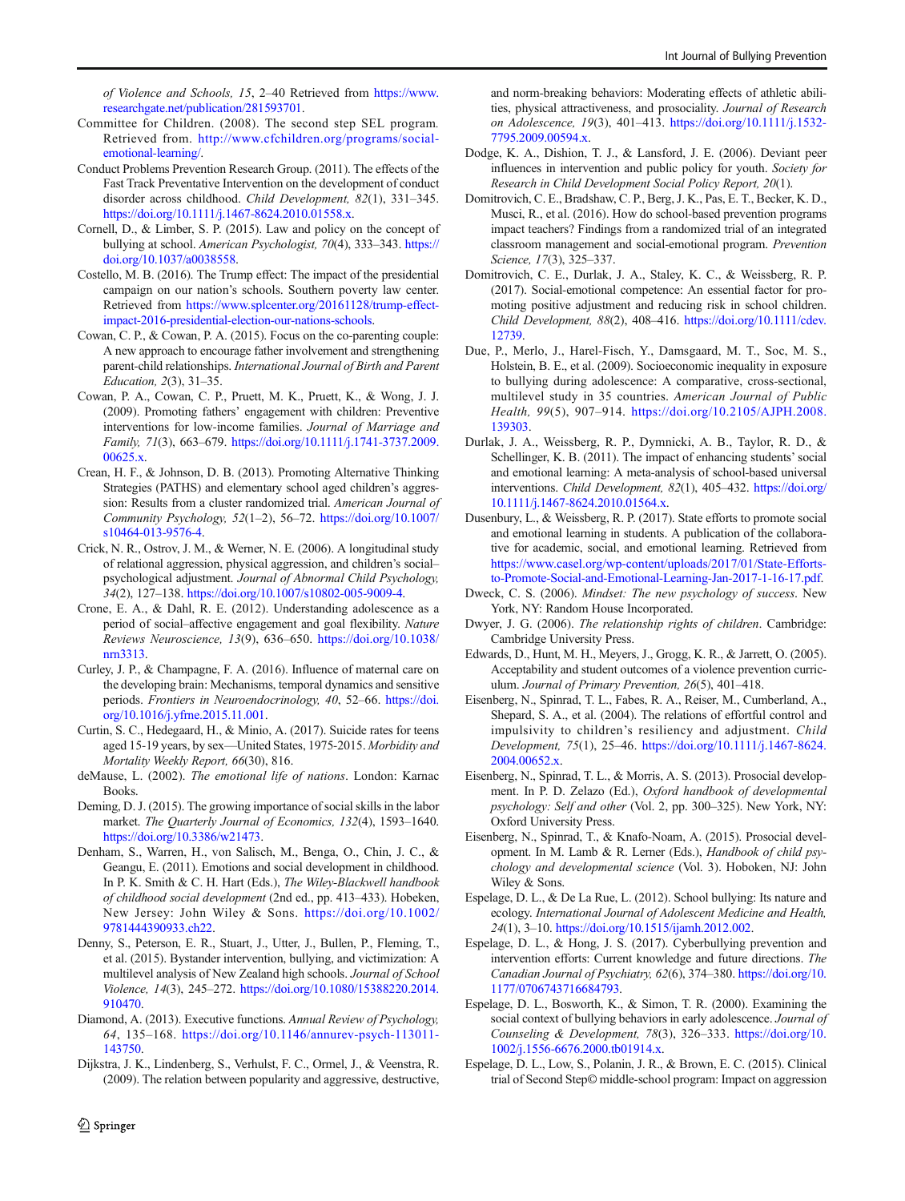*of Violence and Schools, 15*, 2–40 Retrieved from https://www.researchgate.net/publication/281593701.

Committee for Children. (2008). The second step SEL program. Retrieved from. http://www.cfchildren.org/programs/social-emotional-learning/.

Conduct Problems Prevention Research Group. (2011). The effects of the Fast Track Preventative Intervention on the development of conduct disorder across childhood. *Child Development, 82*(1), 331–345. https://doi.org/10.1111/j.1467-8624.2010.01558.x.

Cornell, D., & Limber, S. P. (2015). Law and policy on the concept of bullying at school. *American Psychologist, 70*(4), 333–343. https://doi.org/10.1037/a0038558.

Costello, M. B. (2016). The Trump effect: The impact of the presidential campaign on our nation's schools. Southern poverty law center. Retrieved from https://www.splcenter.org/20161128/trump-effect-impact-2016-presidential-election-our-nations-schools.

Cowan, C. P., & Cowan, P. A. (2015). Focus on the co-parenting couple: A new approach to encourage father involvement and strengthening parent-child relationships. *International Journal of Birth and Parent Education, 2*(3), 31–35.

Cowan, P. A., Cowan, C. P., Pruett, M. K., Pruett, K., & Wong, J. J. (2009). Promoting fathers' engagement with children: Preventive interventions for low-income families. *Journal of Marriage and Family, 71*(3), 663–679. https://doi.org/10.1111/j.1741-3737.2009.00625.x.

Crean, H. F., & Johnson, D. B. (2013). Promoting Alternative Thinking Strategies (PATHS) and elementary school aged children's aggression: Results from a cluster randomized trial. *American Journal of Community Psychology, 52*(1–2), 56–72. https://doi.org/10.1007/s10464-013-9576-4.

Crick, N. R., Ostrov, J. M., & Werner, N. E. (2006). A longitudinal study of relational aggression, physical aggression, and children's social–psychological adjustment. *Journal of Abnormal Child Psychology, 34*(2), 127–138. https://doi.org/10.1007/s10802-005-9009-4.

Crone, E. A., & Dahl, R. E. (2012). Understanding adolescence as a period of social–affective engagement and goal flexibility. *Nature Reviews Neuroscience, 13*(9), 636–650. https://doi.org/10.1038/nrn3313.

Curley, J. P., & Champagne, F. A. (2016). Influence of maternal care on the developing brain: Mechanisms, temporal dynamics and sensitive periods. *Frontiers in Neuroendocrinology, 40*, 52–66. https://doi.org/10.1016/j.yfrne.2015.11.001.

Curtin, S. C., Hedegaard, H., & Minio, A. (2017). Suicide rates for teens aged 15-19 years, by sex—United States, 1975-2015. *Morbidity and Mortality Weekly Report, 66*(30), 816.

deMause, L. (2002). *The emotional life of nations*. London: Karnac Books.

Deming, D. J. (2015). The growing importance of social skills in the labor market. *The Quarterly Journal of Economics, 132*(4), 1593–1640. https://doi.org/10.3386/w21473.

Denham, S., Warren, H., von Salisch, M., Benga, O., Chin, J. C., & Geangu, E. (2011). Emotions and social development in childhood. In P. K. Smith & C. H. Hart (Eds.), *The Wiley-Blackwell handbook of childhood social development* (2nd ed., pp. 413–433). Hobeken, New Jersey: John Wiley & Sons. https://doi.org/10.1002/9781444390933.ch22.

Denny, S., Peterson, E. R., Stuart, J., Utter, J., Bullen, P., Fleming, T., et al. (2015). Bystander intervention, bullying, and victimization: A multilevel analysis of New Zealand high schools. *Journal of School Violence, 14*(3), 245–272. https://doi.org/10.1080/15388220.2014.910470.

Diamond, A. (2013). Executive functions. *Annual Review of Psychology, 64*, 135–168. https://doi.org/10.1146/annurev-psych-113011-143750.

Dijkstra, J. K., Lindenberg, S., Verhulst, F. C., Ormel, J., & Veenstra, R. (2009). The relation between popularity and aggressive, destructive, and norm-breaking behaviors: Moderating effects of athletic abilities, physical attractiveness, and prosociality. *Journal of Research on Adolescence, 19*(3), 401–413. https://doi.org/10.1111/j.1532-7795.2009.00594.x.

Dodge, K. A., Dishion, T. J., & Lansford, J. E. (2006). Deviant peer influences in intervention and public policy for youth. *Society for Research in Child Development Social Policy Report, 20*(1).

Domitrovich, C. E., Bradshaw, C. P., Berg, J. K., Pas, E. T., Becker, K. D., Musci, R., et al. (2016). How do school-based prevention programs impact teachers? Findings from a randomized trial of an integrated classroom management and social-emotional program. *Prevention Science, 17*(3), 325–337.

Domitrovich, C. E., Durlak, J. A., Staley, K. C., & Weissberg, R. P. (2017). Social-emotional competence: An essential factor for promoting positive adjustment and reducing risk in school children. *Child Development, 88*(2), 408–416. https://doi.org/10.1111/cdev.12739.

Due, P., Merlo, J., Harel-Fisch, Y., Damsgaard, M. T., Soc, M. S., Holstein, B. E., et al. (2009). Socioeconomic inequality in exposure to bullying during adolescence: A comparative, cross-sectional, multilevel study in 35 countries. *American Journal of Public Health, 99*(5), 907–914. https://doi.org/10.2105/AJPH.2008.139303.

Durlak, J. A., Weissberg, R. P., Dymnicki, A. B., Taylor, R. D., & Schellinger, K. B. (2011). The impact of enhancing students' social and emotional learning: A meta-analysis of school-based universal interventions. *Child Development, 82*(1), 405–432. https://doi.org/10.1111/j.1467-8624.2010.01564.x.

Dusenbury, L., & Weissberg, R. P. (2017). State efforts to promote social and emotional learning in students. A publication of the collaborative for academic, social, and emotional learning. Retrieved from https://www.casel.org/wp-content/uploads/2017/01/State-Efforts-to-Promote-Social-and-Emotional-Learning-Jan-2017-1-16-17.pdf.

Dweck, C. S. (2006). *Mindset: The new psychology of success*. New York, NY: Random House Incorporated.

Dwyer, J. G. (2006). *The relationship rights of children*. Cambridge: Cambridge University Press.

Edwards, D., Hunt, M. H., Meyers, J., Grogg, K. R., & Jarrett, O. (2005). Acceptability and student outcomes of a violence prevention curriculum. *Journal of Primary Prevention, 26*(5), 401–418.

Eisenberg, N., Spinrad, T. L., Fabes, R. A., Reiser, M., Cumberland, A., Shepard, S. A., et al. (2004). The relations of effortful control and impulsivity to children's resiliency and adjustment. *Child Development, 75*(1), 25–46. https://doi.org/10.1111/j.1467-8624.2004.00652.x.

Eisenberg, N., Spinrad, T. L., & Morris, A. S. (2013). Prosocial development. In P. D. Zelazo (Ed.), *Oxford handbook of developmental psychology: Self and other* (Vol. 2, pp. 300–325). New York, NY: Oxford University Press.

Eisenberg, N., Spinrad, T., & Knafo-Noam, A. (2015). Prosocial development. In M. Lamb & R. Lerner (Eds.), *Handbook of child psychology and developmental science* (Vol. 3). Hoboken, NJ: John Wiley & Sons.

Espelage, D. L., & De La Rue, L. (2012). School bullying: Its nature and ecology. *International Journal of Adolescent Medicine and Health, 24*(1), 3–10. https://doi.org/10.1515/ijamh.2012.002.

Espelage, D. L., & Hong, J. S. (2017). Cyberbullying prevention and intervention efforts: Current knowledge and future directions. *The Canadian Journal of Psychiatry, 62*(6), 374–380. https://doi.org/10.1177/0706743716684793.

Espelage, D. L., Bosworth, K., & Simon, T. R. (2000). Examining the social context of bullying behaviors in early adolescence. *Journal of Counseling & Development, 78*(3), 326–333. https://doi.org/10.1002/j.1556-6676.2000.tb01914.x.

Espelage, D. L., Low, S., Polanin, J. R., & Brown, E. C. (2015). Clinical trial of Second Step© middle-school program: Impact on aggression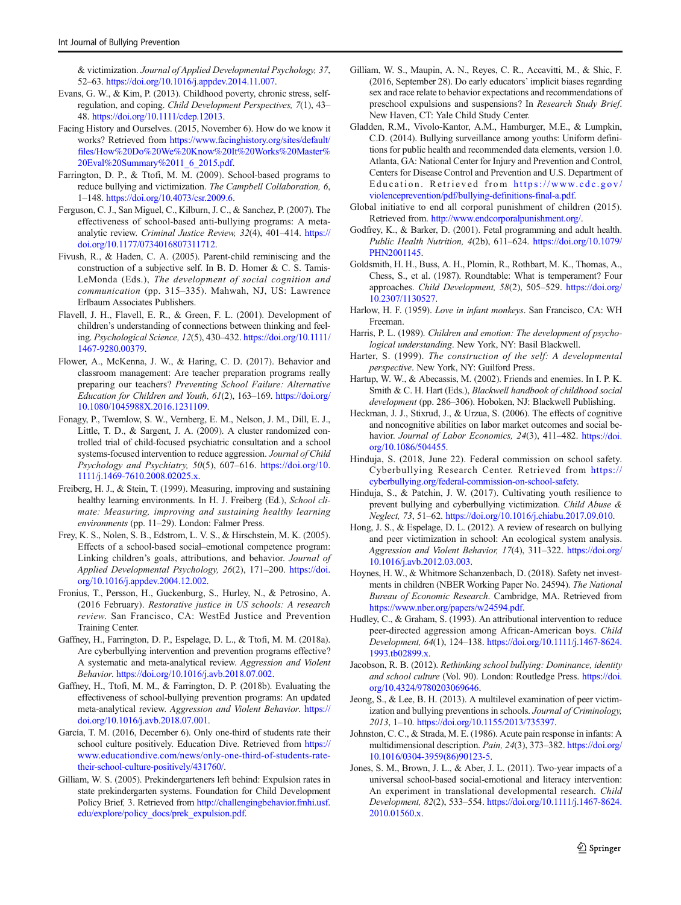& victimization. *Journal of Applied Developmental Psychology, 37*, 52–63. https://doi.org/10.1016/j.appdev.2014.11.007.

Evans, G. W., & Kim, P. (2013). Childhood poverty, chronic stress, self-regulation, and coping. *Child Development Perspectives, 7*(1), 43–48. https://doi.org/10.1111/cdep.12013.

Facing History and Ourselves. (2015, November 6). How do we know it works? Retrieved from https://www.facinghistory.org/sites/default/files/How%20Do%20We%20Know%20It%20Works%20Master%20Eval%20Summary%2011_6_2015.pdf.

Farrington, D. P., & Ttofi, M. M. (2009). School-based programs to reduce bullying and victimization. *The Campbell Collaboration, 6*, 1–148. https://doi.org/10.4073/csr.2009.6.

Ferguson, C. J., San Miguel, C., Kilburn, J. C., & Sanchez, P. (2007). The effectiveness of school-based anti-bullying programs: A meta-analytic review. *Criminal Justice Review, 32*(4), 401–414. https://doi.org/10.1177/0734016807311712.

Fivush, R., & Haden, C. A. (2005). Parent-child reminiscing and the construction of a subjective self. In B. D. Homer & C. S. Tamis-LeMonda (Eds.), *The development of social cognition and communication* (pp. 315–335). Mahwah, NJ, US: Lawrence Erlbaum Associates Publishers.

Flavell, J. H., Flavell, E. R., & Green, F. L. (2001). Development of children's understanding of connections between thinking and feeling. *Psychological Science, 12*(5), 430–432. https://doi.org/10.1111/1467-9280.00379.

Flower, A., McKenna, J. W., & Haring, C. D. (2017). Behavior and classroom management: Are teacher preparation programs really preparing our teachers? *Preventing School Failure: Alternative Education for Children and Youth, 61*(2), 163–169. https://doi.org/10.1080/1045988X.2016.1231109.

Fonagy, P., Twemlow, S. W., Vernberg, E. M., Nelson, J. M., Dill, E. J., Little, T. D., & Sargent, J. A. (2009). A cluster randomized controlled trial of child-focused psychiatric consultation and a school systems-focused intervention to reduce aggression. *Journal of Child Psychology and Psychiatry, 50*(5), 607–616. https://doi.org/10.1111/j.1469-7610.2008.02025.x.

Freiberg, H. J., & Stein, T. (1999). Measuring, improving and sustaining healthy learning environments. In H. J. Freiberg (Ed.), *School climate: Measuring, improving and sustaining healthy learning environments* (pp. 11–29). London: Falmer Press.

Frey, K. S., Nolen, S. B., Edstrom, L. V. S., & Hirschstein, M. K. (2005). Effects of a school-based social–emotional competence program: Linking children's goals, attributions, and behavior. *Journal of Applied Developmental Psychology, 26*(2), 171–200. https://doi.org/10.1016/j.appdev.2004.12.002.

Fronius, T., Persson, H., Guckenburg, S., Hurley, N., & Petrosino, A. (2016 February). *Restorative justice in US schools: A research review*. San Francisco, CA: WestEd Justice and Prevention Training Center.

Gaffney, H., Farrington, D. P., Espelage, D. L., & Ttofi, M. M. (2018a). Are cyberbullying intervention and prevention programs effective? A systematic and meta-analytical review. *Aggression and Violent Behavior*. https://doi.org/10.1016/j.avb.2018.07.002.

Gaffney, H., Ttofi, M. M., & Farrington, D. P. (2018b). Evaluating the effectiveness of school-bullying prevention programs: An updated meta-analytical review. *Aggression and Violent Behavior*. https://doi.org/10.1016/j.avb.2018.07.001.

García, T. M. (2016, December 6). Only one-third of students rate their school culture positively. Education Dive. Retrieved from https://www.educationdive.com/news/only-one-third-of-students-rate-their-school-culture-positively/431760/.

Gilliam, W. S. (2005). Prekindergarteners left behind: Expulsion rates in state prekindergarten systems. Foundation for Child Development Policy Brief, 3. Retrieved from http://challengingbehavior.fmhi.usf.edu/explore/policy_docs/prek_expulsion.pdf.

Gilliam, W. S., Maupin, A. N., Reyes, C. R., Accavitti, M., & Shic, F. (2016, September 28). Do early educators' implicit biases regarding sex and race relate to behavior expectations and recommendations of preschool expulsions and suspensions? In *Research Study Brief*. New Haven, CT: Yale Child Study Center.

Gladden, R.M., Vivolo-Kantor, A.M., Hamburger, M.E., & Lumpkin, C.D. (2014). Bullying surveillance among youths: Uniform definitions for public health and recommended data elements, version 1.0. Atlanta, GA: National Center for Injury and Prevention and Control, Centers for Disease Control and Prevention and U.S. Department of Education. Retrieved from https://www.cdc.gov/violenceprevention/pdf/bullying-definitions-final-a.pdf.

Global initiative to end all corporal punishment of children (2015). Retrieved from. http://www.endcorporalpunishment.org/.

Godfrey, K., & Barker, D. (2001). Fetal programming and adult health. *Public Health Nutrition, 4*(2b), 611–624. https://doi.org/10.1079/PHN2001145.

Goldsmith, H. H., Buss, A. H., Plomin, R., Rothbart, M. K., Thomas, A., Chess, S., et al. (1987). Roundtable: What is temperament? Four approaches. *Child Development, 58*(2), 505–529. https://doi.org/10.2307/1130527.

Harlow, H. F. (1959). *Love in infant monkeys*. San Francisco, CA: WH Freeman.

Harris, P. L. (1989). *Children and emotion: The development of psychological understanding*. New York, NY: Basil Blackwell.

Harter, S. (1999). *The construction of the self: A developmental perspective*. New York, NY: Guilford Press.

Hartup, W. W., & Abecassis, M. (2002). Friends and enemies. In I. P. K. Smith & C. H. Hart (Eds.), *Blackwell handbook of childhood social development* (pp. 286–306). Hoboken, NJ: Blackwell Publishing.

Heckman, J. J., Stixrud, J., & Urzua, S. (2006). The effects of cognitive and noncognitive abilities on labor market outcomes and social behavior. *Journal of Labor Economics, 24*(3), 411–482. https://doi.org/10.1086/504455.

Hinduja, S. (2018, June 22). Federal commission on school safety. Cyberbullying Research Center. Retrieved from https://cyberbullying.org/federal-commission-on-school-safety.

Hinduja, S., & Patchin, J. W. (2017). Cultivating youth resilience to prevent bullying and cyberbullying victimization. *Child Abuse & Neglect, 73*, 51–62. https://doi.org/10.1016/j.chiabu.2017.09.010.

Hong, J. S., & Espelage, D. L. (2012). A review of research on bullying and peer victimization in school: An ecological system analysis. *Aggression and Violent Behavior, 17*(4), 311–322. https://doi.org/10.1016/j.avb.2012.03.003.

Hoynes, H. W., & Whitmore Schanzenbach, D. (2018). Safety net investments in children (NBER Working Paper No. 24594). *The National Bureau of Economic Research*. Cambridge, MA. Retrieved from https://www.nber.org/papers/w24594.pdf.

Hudley, C., & Graham, S. (1993). An attributional intervention to reduce peer-directed aggression among African-American boys. *Child Development, 64*(1), 124–138. https://doi.org/10.1111/j.1467-8624.1993.tb02899.x.

Jacobson, R. B. (2012). *Rethinking school bullying: Dominance, identity and school culture* (Vol. 90). London: Routledge Press. https://doi.org/10.4324/9780203069646.

Jeong, S., & Lee, B. H. (2013). A multilevel examination of peer victimization and bullying preventions in schools. *Journal of Criminology, 2013*, 1–10. https://doi.org/10.1155/2013/735397.

Johnston, C. C., & Strada, M. E. (1986). Acute pain response in infants: A multidimensional description. *Pain, 24*(3), 373–382. https://doi.org/10.1016/0304-3959(86)90123-5.

Jones, S. M., Brown, J. L., & Aber, J. L. (2011). Two-year impacts of a universal school-based social-emotional and literacy intervention: An experiment in translational developmental research. *Child Development, 82*(2), 533–554. https://doi.org/10.1111/j.1467-8624.2010.01560.x.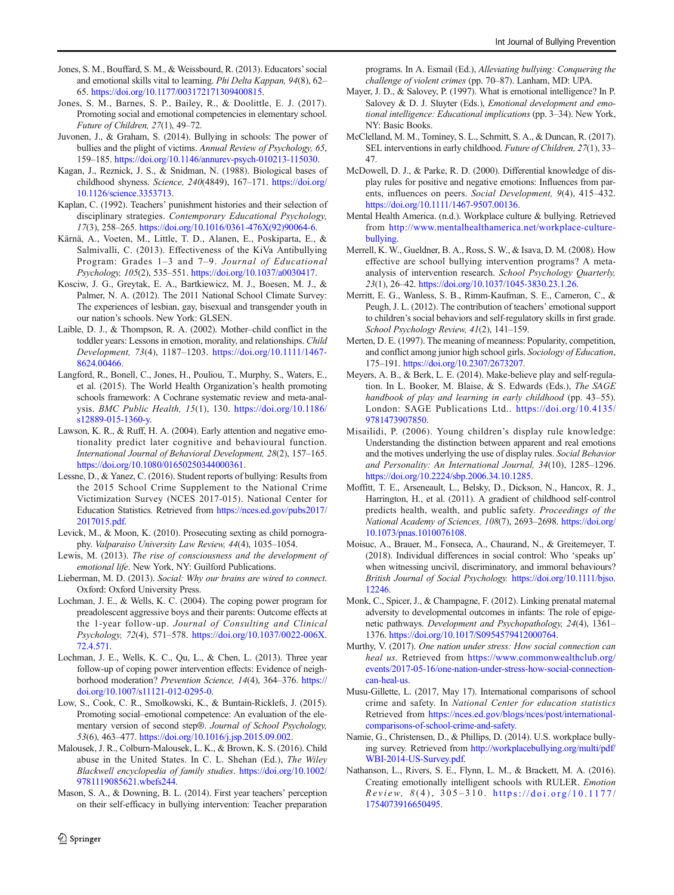Jones, S. M., Bouffard, S. M., & Weissbourd, R. (2013). Educators' social and emotional skills vital to learning. *Phi Delta Kappan, 94*(8), 62–65. https://doi.org/10.1177/003172171309400815.

Jones, S. M., Barnes, S. P., Bailey, R., & Doolittle, E. J. (2017). Promoting social and emotional competencies in elementary school. *Future of Children, 27*(1), 49–72.

Juvonen, J., & Graham, S. (2014). Bullying in schools: The power of bullies and the plight of victims. *Annual Review of Psychology, 65*, 159–185. https://doi.org/10.1146/annurev-psych-010213-115030.

Kagan, J., Reznick, J. S., & Snidman, N. (1988). Biological bases of childhood shyness. *Science, 240*(4849), 167–171. https://doi.org/10.1126/science.3353713.

Kaplan, C. (1992). Teachers' punishment histories and their selection of disciplinary strategies. *Contemporary Educational Psychology, 17*(3), 258–265. https://doi.org/10.1016/0361-476X(92)90064-6.

Kärnä, A., Voeten, M., Little, T. D., Alanen, E., Poskiparta, E., & Salmivalli, C. (2013). Effectiveness of the KiVa Antibullying Program: Grades 1–3 and 7–9. *Journal of Educational Psychology, 105*(2), 535–551. https://doi.org/10.1037/a0030417.

Kosciw, J. G., Greytak, E. A., Bartkiewicz, M. J., Boesen, M. J., & Palmer, N. A. (2012). The 2011 National School Climate Survey: The experiences of lesbian, gay, bisexual and transgender youth in our nation's schools. New York: GLSEN.

Laible, D. J., & Thompson, R. A. (2002). Mother–child conflict in the toddler years: Lessons in emotion, morality, and relationships. *Child Development, 73*(4), 1187–1203. https://doi.org/10.1111/1467-8624.00466.

Langford, R., Bonell, C., Jones, H., Pouliou, T., Murphy, S., Waters, E., et al. (2015). The World Health Organization's health promoting schools framework: A Cochrane systematic review and meta-analysis. *BMC Public Health, 15*(1), 130. https://doi.org/10.1186/s12889-015-1360-y.

Lawson, K. R., & Ruff, H. A. (2004). Early attention and negative emotionality predict later cognitive and behavioural function. *International Journal of Behavioral Development, 28*(2), 157–165. https://doi.org/10.1080/01650250344000361.

Lessne, D., & Yanez, C. (2016). Student reports of bullying: Results from the 2015 School Crime Supplement to the National Crime Victimization Survey (NCES 2017-015). National Center for Education Statistics. Retrieved from https://nces.ed.gov/pubs2017/2017015.pdf.

Levick, M., & Moon, K. (2010). Prosecuting sexting as child pornography. *Valparaiso University Law Review, 44*(4), 1035–1054.

Lewis, M. (2013). *The rise of consciousness and the development of emotional life*. New York, NY: Guilford Publications.

Lieberman, M. D. (2013). *Social: Why our brains are wired to connect*. Oxford: Oxford University Press.

Lochman, J. E., & Wells, K. C. (2004). The coping power program for preadolescent aggressive boys and their parents: Outcome effects at the 1-year follow-up. *Journal of Consulting and Clinical Psychology, 72*(4), 571–578. https://doi.org/10.1037/0022-006X.72.4.571.

Lochman, J. E., Wells, K. C., Qu, L., & Chen, L. (2013). Three year follow-up of coping power intervention effects: Evidence of neighborhood moderation? *Prevention Science, 14*(4), 364–376. https://doi.org/10.1007/s11121-012-0295-0.

Low, S., Cook, C. R., Smolkowski, K., & Buntain-Ricklefs, J. (2015). Promoting social–emotional competence: An evaluation of the elementary version of second step®. *Journal of School Psychology, 53*(6), 463–477. https://doi.org/10.1016/j.jsp.2015.09.002.

Malousek, J. R., Colburn-Malousek, L. K., & Brown, K. S. (2016). Child abuse in the United States. In C. L. Shehan (Ed.), *The Wiley Blackwell encyclopedia of family studies*. https://doi.org/10.1002/9781119085621.wbefs244.

Mason, S. A., & Downing, B. L. (2014). First year teachers' perception on their self-efficacy in bullying intervention: Teacher preparation programs. In A. Esmail (Ed.), *Alleviating bullying: Conquering the challenge of violent crimes* (pp. 70–87). Lanham, MD: UPA.

Mayer, J. D., & Salovey, P. (1997). What is emotional intelligence? In P. Salovey & D. J. Sluyter (Eds.), *Emotional development and emotional intelligence: Educational implications* (pp. 3–34). New York, NY: Basic Books.

McClelland, M. M., Tominey, S. L., Schmitt, S. A., & Duncan, R. (2017). SEL interventions in early childhood. *Future of Children, 27*(1), 33–47.

McDowell, D. J., & Parke, R. D. (2000). Differential knowledge of display rules for positive and negative emotions: Influences from parents, influences on peers. *Social Development, 9*(4), 415–432. https://doi.org/10.1111/1467-9507.00136.

Mental Health America. (n.d.). Workplace culture & bullying. Retrieved from http://www.mentalhealthamerica.net/workplace-culture-bullying.

Merrell, K. W., Gueldner, B. A., Ross, S. W., & Isava, D. M. (2008). How effective are school bullying intervention programs? A meta-analysis of intervention research. *School Psychology Quarterly, 23*(1), 26–42. https://doi.org/10.1037/1045-3830.23.1.26.

Merritt, E. G., Wanless, S. B., Rimm-Kaufman, S. E., Cameron, C., & Peugh, J. L. (2012). The contribution of teachers' emotional support to children's social behaviors and self-regulatory skills in first grade. *School Psychology Review, 41*(2), 141–159.

Merten, D. E. (1997). The meaning of meanness: Popularity, competition, and conflict among junior high school girls. *Sociology of Education*, 175–191. https://doi.org/10.2307/2673207.

Meyers, A. B., & Berk, L. E. (2014). Make-believe play and self-regulation. In L. Booker, M. Blaise, & S. Edwards (Eds.), *The SAGE handbook of play and learning in early childhood* (pp. 43–55). London: SAGE Publications Ltd.. https://doi.org/10.4135/9781473907850.

Misailidi, P. (2006). Young children's display rule knowledge: Understanding the distinction between apparent and real emotions and the motives underlying the use of display rules. *Social Behavior and Personality: An International Journal, 34*(10), 1285–1296. https://doi.org/10.2224/sbp.2006.34.10.1285.

Moffitt, T. E., Arseneault, L., Belsky, D., Dickson, N., Hancox, R. J., Harrington, H., et al. (2011). A gradient of childhood self-control predicts health, wealth, and public safety. *Proceedings of the National Academy of Sciences, 108*(7), 2693–2698. https://doi.org/10.1073/pnas.1010076108.

Moisuc, A., Brauer, M., Fonseca, A., Chaurand, N., & Greitemeyer, T. (2018). Individual differences in social control: Who 'speaks up' when witnessing uncivil, discriminatory, and immoral behaviours? *British Journal of Social Psychology.* https://doi.org/10.1111/bjso.12246.

Monk, C., Spicer, J., & Champagne, F. (2012). Linking prenatal maternal adversity to developmental outcomes in infants: The role of epigenetic pathways. *Development and Psychopathology, 24*(4), 1361–1376. https://doi.org/10.1017/S0954579412000764.

Murthy, V. (2017). *One nation under stress: How social connection can heal us.* Retrieved from https://www.commonwealthclub.org/events/2017-05-16/one-nation-under-stress-how-social-connection-can-heal-us.

Musu-Gillette, L. (2017, May 17). International comparisons of school crime and safety. In *National Center for Education statistics* Retrieved from https://nces.ed.gov/blogs/nces/post/international-comparisons-of-school-crime-and-safety.

Namie, G., Christensen, D., & Phillips, D. (2014). U.S. workplace bullying survey. Retrieved from http://workplacebullying.org/multi/pdf/WBI-2014-US-Survey.pdf.

Nathanson, L., Rivers, S. E., Flynn, L. M., & Brackett, M. A. (2016). Creating emotionally intelligent schools with RULER. *Emotion Review, 8*(4), 305–310. https://doi.org/10.1177/1754073916650495.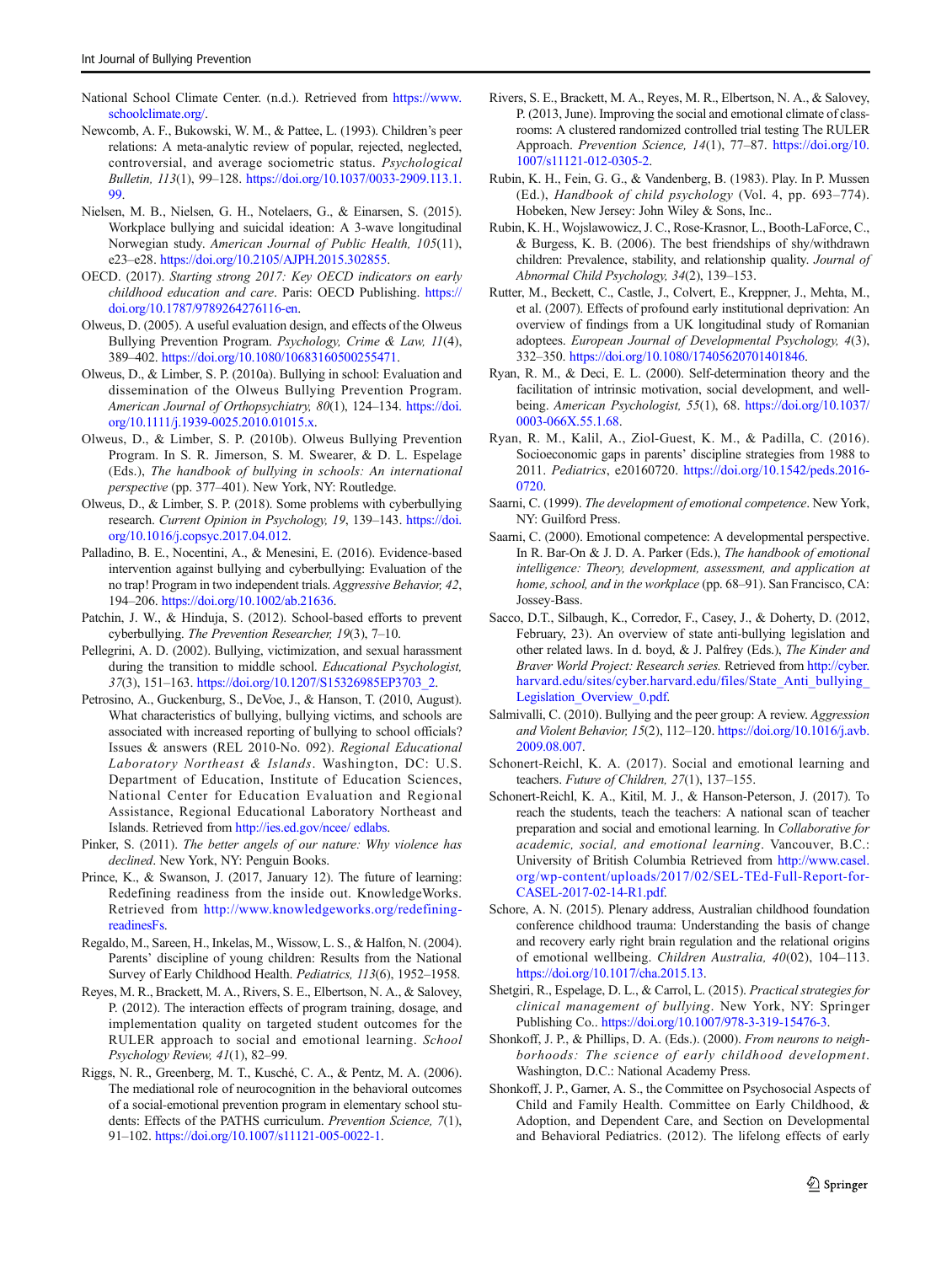National School Climate Center. (n.d.). Retrieved from https://www.schoolclimate.org/.

Newcomb, A. F., Bukowski, W. M., & Pattee, L. (1993). Children's peer relations: A meta-analytic review of popular, rejected, neglected, controversial, and average sociometric status. *Psychological Bulletin, 113*(1), 99–128. https://doi.org/10.1037/0033-2909.113.1.99.

Nielsen, M. B., Nielsen, G. H., Notelaers, G., & Einarsen, S. (2015). Workplace bullying and suicidal ideation: A 3-wave longitudinal Norwegian study. *American Journal of Public Health, 105*(11), e23–e28. https://doi.org/10.2105/AJPH.2015.302855.

OECD. (2017). *Starting strong 2017: Key OECD indicators on early childhood education and care*. Paris: OECD Publishing. https://doi.org/10.1787/9789264276116-en.

Olweus, D. (2005). A useful evaluation design, and effects of the Olweus Bullying Prevention Program. *Psychology, Crime & Law, 11*(4), 389–402. https://doi.org/10.1080/10683160500255471.

Olweus, D., & Limber, S. P. (2010a). Bullying in school: Evaluation and dissemination of the Olweus Bullying Prevention Program. *American Journal of Orthopsychiatry, 80*(1), 124–134. https://doi.org/10.1111/j.1939-0025.2010.01015.x.

Olweus, D., & Limber, S. P. (2010b). Olweus Bullying Prevention Program. In S. R. Jimerson, S. M. Swearer, & D. L. Espelage (Eds.), *The handbook of bullying in schools: An international perspective* (pp. 377–401). New York, NY: Routledge.

Olweus, D., & Limber, S. P. (2018). Some problems with cyberbullying research. *Current Opinion in Psychology, 19*, 139–143. https://doi.org/10.1016/j.copsyc.2017.04.012.

Palladino, B. E., Nocentini, A., & Menesini, E. (2016). Evidence-based intervention against bullying and cyberbullying: Evaluation of the no trap! Program in two independent trials. *Aggressive Behavior, 42*, 194–206. https://doi.org/10.1002/ab.21636.

Patchin, J. W., & Hinduja, S. (2012). School-based efforts to prevent cyberbullying. *The Prevention Researcher, 19*(3), 7–10.

Pellegrini, A. D. (2002). Bullying, victimization, and sexual harassment during the transition to middle school. *Educational Psychologist, 37*(3), 151–163. https://doi.org/10.1207/S15326985EP3703_2.

Petrosino, A., Guckenburg, S., DeVoe, J., & Hanson, T. (2010, August). What characteristics of bullying, bullying victims, and schools are associated with increased reporting of bullying to school officials? Issues & answers (REL 2010-No. 092). *Regional Educational Laboratory Northeast & Islands*. Washington, DC: U.S. Department of Education, Institute of Education Sciences, National Center for Education Evaluation and Regional Assistance, Regional Educational Laboratory Northeast and Islands. Retrieved from http://ies.ed.gov/ncee/ edlabs.

Pinker, S. (2011). *The better angels of our nature: Why violence has declined*. New York, NY: Penguin Books.

Prince, K., & Swanson, J. (2017, January 12). The future of learning: Redefining readiness from the inside out. KnowledgeWorks. Retrieved from http://www.knowledgeworks.org/redefining-readinesFs.

Regaldo, M., Sareen, H., Inkelas, M., Wissow, L. S., & Halfon, N. (2004). Parents' discipline of young children: Results from the National Survey of Early Childhood Health. *Pediatrics, 113*(6), 1952–1958.

Reyes, M. R., Brackett, M. A., Rivers, S. E., Elbertson, N. A., & Salovey, P. (2012). The interaction effects of program training, dosage, and implementation quality on targeted student outcomes for the RULER approach to social and emotional learning. *School Psychology Review, 41*(1), 82–99.

Riggs, N. R., Greenberg, M. T., Kusché, C. A., & Pentz, M. A. (2006). The mediational role of neurocognition in the behavioral outcomes of a social-emotional prevention program in elementary school students: Effects of the PATHS curriculum. *Prevention Science, 7*(1), 91–102. https://doi.org/10.1007/s11121-005-0022-1.

Rivers, S. E., Brackett, M. A., Reyes, M. R., Elbertson, N. A., & Salovey, P. (2013, June). Improving the social and emotional climate of classrooms: A clustered randomized controlled trial testing The RULER Approach. *Prevention Science, 14*(1), 77–87. https://doi.org/10.1007/s11121-012-0305-2.

Rubin, K. H., Fein, G. G., & Vandenberg, B. (1983). Play. In P. Mussen (Ed.), *Handbook of child psychology* (Vol. 4, pp. 693–774). Hobeken, New Jersey: John Wiley & Sons, Inc..

Rubin, K. H., Wojslawowicz, J. C., Rose-Krasnor, L., Booth-LaForce, C., & Burgess, K. B. (2006). The best friendships of shy/withdrawn children: Prevalence, stability, and relationship quality. *Journal of Abnormal Child Psychology, 34*(2), 139–153.

Rutter, M., Beckett, C., Castle, J., Colvert, E., Kreppner, J., Mehta, M., et al. (2007). Effects of profound early institutional deprivation: An overview of findings from a UK longitudinal study of Romanian adoptees. *European Journal of Developmental Psychology, 4*(3), 332–350. https://doi.org/10.1080/17405620701401846.

Ryan, R. M., & Deci, E. L. (2000). Self-determination theory and the facilitation of intrinsic motivation, social development, and well-being. *American Psychologist, 55*(1), 68. https://doi.org/10.1037/0003-066X.55.1.68.

Ryan, R. M., Kalil, A., Ziol-Guest, K. M., & Padilla, C. (2016). Socioeconomic gaps in parents' discipline strategies from 1988 to 2011. *Pediatrics*, e20160720. https://doi.org/10.1542/peds.2016-0720.

Saarni, C. (1999). *The development of emotional competence*. New York, NY: Guilford Press.

Saarni, C. (2000). Emotional competence: A developmental perspective. In R. Bar-On & J. D. A. Parker (Eds.), *The handbook of emotional intelligence: Theory, development, assessment, and application at home, school, and in the workplace* (pp. 68–91). San Francisco, CA: Jossey-Bass.

Sacco, D.T., Silbaugh, K., Corredor, F., Casey, J., & Doherty, D. (2012, February, 23). An overview of state anti-bullying legislation and other related laws. In d. boyd, & J. Palfrey (Eds.), *The Kinder and Braver World Project: Research series.* Retrieved from http://cyber.harvard.edu/sites/cyber.harvard.edu/files/State_Anti_bullying_Legislation_Overview_0.pdf.

Salmivalli, C. (2010). Bullying and the peer group: A review. *Aggression and Violent Behavior, 15*(2), 112–120. https://doi.org/10.1016/j.avb.2009.08.007.

Schonert-Reichl, K. A. (2017). Social and emotional learning and teachers. *Future of Children, 27*(1), 137–155.

Schonert-Reichl, K. A., Kitil, M. J., & Hanson-Peterson, J. (2017). To reach the students, teach the teachers: A national scan of teacher preparation and social and emotional learning. In *Collaborative for academic, social, and emotional learning*. Vancouver, B.C.: University of British Columbia Retrieved from http://www.casel.org/wp-content/uploads/2017/02/SEL-TEd-Full-Report-for-CASEL-2017-02-14-R1.pdf.

Schore, A. N. (2015). Plenary address, Australian childhood foundation conference childhood trauma: Understanding the basis of change and recovery early right brain regulation and the relational origins of emotional wellbeing. *Children Australia, 40*(02), 104–113. https://doi.org/10.1017/cha.2015.13.

Shetgiri, R., Espelage, D. L., & Carrol, L. (2015). *Practical strategies for clinical management of bullying*. New York, NY: Springer Publishing Co.. https://doi.org/10.1007/978-3-319-15476-3.

Shonkoff, J. P., & Phillips, D. A. (Eds.). (2000). *From neurons to neighborhoods: The science of early childhood development*. Washington, D.C.: National Academy Press.

Shonkoff, J. P., Garner, A. S., the Committee on Psychosocial Aspects of Child and Family Health. Committee on Early Childhood, & Adoption, and Dependent Care, and Section on Developmental and Behavioral Pediatrics. (2012). The lifelong effects of early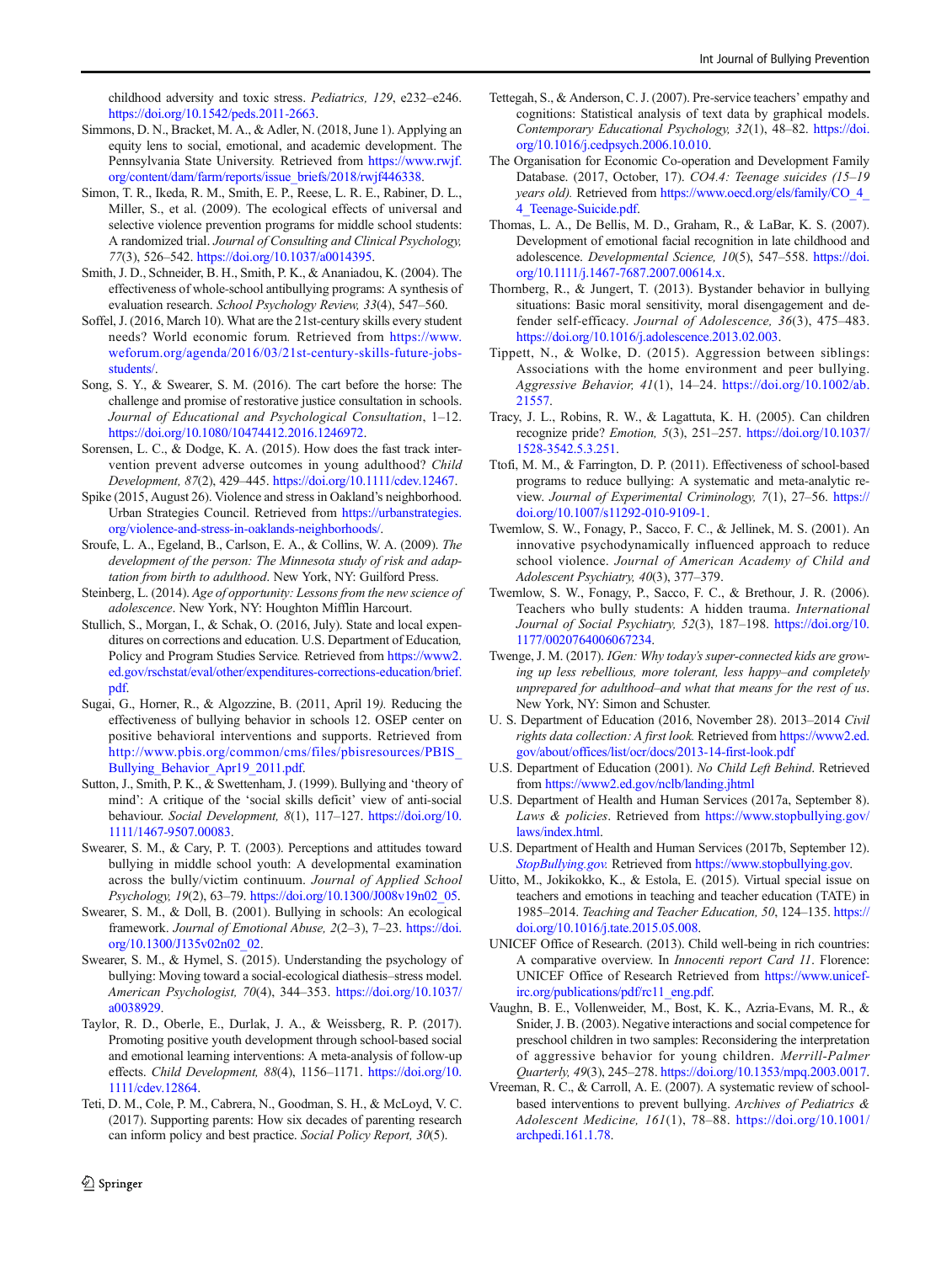childhood adversity and toxic stress. *Pediatrics, 129*, e232–e246. https://doi.org/10.1542/peds.2011-2663.

Simmons, D. N., Bracket, M. A., & Adler, N. (2018, June 1). Applying an equity lens to social, emotional, and academic development. The Pennsylvania State University. Retrieved from https://www.rwjf.org/content/dam/farm/reports/issue_briefs/2018/rwjf446338.

Simon, T. R., Ikeda, R. M., Smith, E. P., Reese, L. R. E., Rabiner, D. L., Miller, S., et al. (2009). The ecological effects of universal and selective violence prevention programs for middle school students: A randomized trial. *Journal of Consulting and Clinical Psychology, 77*(3), 526–542. https://doi.org/10.1037/a0014395.

Smith, J. D., Schneider, B. H., Smith, P. K., & Ananiadou, K. (2004). The effectiveness of whole-school antibullying programs: A synthesis of evaluation research. *School Psychology Review, 33*(4), 547–560.

Soffel, J. (2016, March 10). What are the 21st-century skills every student needs? World economic forum. Retrieved from https://www.weforum.org/agenda/2016/03/21st-century-skills-future-jobs-students/.

Song, S. Y., & Swearer, S. M. (2016). The cart before the horse: The challenge and promise of restorative justice consultation in schools. *Journal of Educational and Psychological Consultation*, 1–12. https://doi.org/10.1080/10474412.2016.1246972.

Sorensen, L. C., & Dodge, K. A. (2015). How does the fast track intervention prevent adverse outcomes in young adulthood? *Child Development, 87*(2), 429–445. https://doi.org/10.1111/cdev.12467.

Spike (2015, August 26). Violence and stress in Oakland's neighborhood. Urban Strategies Council. Retrieved from https://urbanstrategies.org/violence-and-stress-in-oaklands-neighborhoods/.

Sroufe, L. A., Egeland, B., Carlson, E. A., & Collins, W. A. (2009). *The development of the person: The Minnesota study of risk and adaptation from birth to adulthood*. New York, NY: Guilford Press.

Steinberg, L. (2014). *Age of opportunity: Lessons from the new science of adolescence*. New York, NY: Houghton Mifflin Harcourt.

Stullich, S., Morgan, I., & Schak, O. (2016, July). State and local expenditures on corrections and education. U.S. Department of Education, Policy and Program Studies Service. Retrieved from https://www2.ed.gov/rschstat/eval/other/expenditures-corrections-education/brief.pdf.

Sugai, G., Horner, R., & Algozzine, B. (2011, April 19). Reducing the effectiveness of bullying behavior in schools 12. OSEP center on positive behavioral interventions and supports. Retrieved from http://www.pbis.org/common/cms/files/pbisresources/PBIS_Bullying_Behavior_Apr19_2011.pdf.

Sutton, J., Smith, P. K., & Swettenham, J. (1999). Bullying and 'theory of mind': A critique of the 'social skills deficit' view of anti-social behaviour. *Social Development, 8*(1), 117–127. https://doi.org/10.1111/1467-9507.00083.

Swearer, S. M., & Cary, P. T. (2003). Perceptions and attitudes toward bullying in middle school youth: A developmental examination across the bully/victim continuum. *Journal of Applied School Psychology, 19*(2), 63–79. https://doi.org/10.1300/J008v19n02_05.

Swearer, S. M., & Doll, B. (2001). Bullying in schools: An ecological framework. *Journal of Emotional Abuse, 2*(2–3), 7–23. https://doi.org/10.1300/J135v02n02_02.

Swearer, S. M., & Hymel, S. (2015). Understanding the psychology of bullying: Moving toward a social-ecological diathesis–stress model. *American Psychologist, 70*(4), 344–353. https://doi.org/10.1037/a0038929.

Taylor, R. D., Oberle, E., Durlak, J. A., & Weissberg, R. P. (2017). Promoting positive youth development through school-based social and emotional learning interventions: A meta-analysis of follow-up effects. *Child Development, 88*(4), 1156–1171. https://doi.org/10.1111/cdev.12864.

Teti, D. M., Cole, P. M., Cabrera, N., Goodman, S. H., & McLoyd, V. C. (2017). Supporting parents: How six decades of parenting research can inform policy and best practice. *Social Policy Report, 30*(5).

Tettegah, S., & Anderson, C. J. (2007). Pre-service teachers' empathy and cognitions: Statistical analysis of text data by graphical models. *Contemporary Educational Psychology, 32*(1), 48–82. https://doi.org/10.1016/j.cedpsych.2006.10.010.

The Organisation for Economic Co-operation and Development Family Database. (2017, October, 17). *CO4.4: Teenage suicides (15–19 years old)*. Retrieved from https://www.oecd.org/els/family/CO_4_4_Teenage-Suicide.pdf.

Thomas, L. A., De Bellis, M. D., Graham, R., & LaBar, K. S. (2007). Development of emotional facial recognition in late childhood and adolescence. *Developmental Science, 10*(5), 547–558. https://doi.org/10.1111/j.1467-7687.2007.00614.x.

Thornberg, R., & Jungert, T. (2013). Bystander behavior in bullying situations: Basic moral sensitivity, moral disengagement and defender self-efficacy. *Journal of Adolescence, 36*(3), 475–483. https://doi.org/10.1016/j.adolescence.2013.02.003.

Tippett, N., & Wolke, D. (2015). Aggression between siblings: Associations with the home environment and peer bullying. *Aggressive Behavior, 41*(1), 14–24. https://doi.org/10.1002/ab.21557.

Tracy, J. L., Robins, R. W., & Lagattuta, K. H. (2005). Can children recognize pride? *Emotion, 5*(3), 251–257. https://doi.org/10.1037/1528-3542.5.3.251.

Ttofi, M. M., & Farrington, D. P. (2011). Effectiveness of school-based programs to reduce bullying: A systematic and meta-analytic review. *Journal of Experimental Criminology, 7*(1), 27–56. https://doi.org/10.1007/s11292-010-9109-1.

Twemlow, S. W., Fonagy, P., Sacco, F. C., & Jellinek, M. S. (2001). An innovative psychodynamically influenced approach to reduce school violence. *Journal of American Academy of Child and Adolescent Psychiatry, 40*(3), 377–379.

Twemlow, S. W., Fonagy, P., Sacco, F. C., & Brethour, J. R. (2006). Teachers who bully students: A hidden trauma. *International Journal of Social Psychiatry, 52*(3), 187–198. https://doi.org/10.1177/0020764006067234.

Twenge, J. M. (2017). *IGen: Why today's super-connected kids are growing up less rebellious, more tolerant, less happy–and completely unprepared for adulthood–and what that means for the rest of us*. New York, NY: Simon and Schuster.

U. S. Department of Education (2016, November 28). 2013–2014 *Civil rights data collection: A first look*. Retrieved from https://www2.ed.gov/about/offices/list/ocr/docs/2013-14-first-look.pdf

U.S. Department of Education (2001). *No Child Left Behind*. Retrieved from https://www2.ed.gov/nclb/landing.jhtml

U.S. Department of Health and Human Services (2017a, September 8). *Laws & policies*. Retrieved from https://www.stopbullying.gov/laws/index.html.

U.S. Department of Health and Human Services (2017b, September 12). *StopBullying.gov.* Retrieved from https://www.stopbullying.gov.

Uitto, M., Jokikokko, K., & Estola, E. (2015). Virtual special issue on teachers and emotions in teaching and teacher education (TATE) in 1985–2014. *Teaching and Teacher Education, 50*, 124–135. https://doi.org/10.1016/j.tate.2015.05.008.

UNICEF Office of Research. (2013). Child well-being in rich countries: A comparative overview. In *Innocenti report Card 11*. Florence: UNICEF Office of Research Retrieved from https://www.unicef-irc.org/publications/pdf/rc11_eng.pdf.

Vaughn, B. E., Vollenweider, M., Bost, K. K., Azria-Evans, M. R., & Snider, J. B. (2003). Negative interactions and social competence for preschool children in two samples: Reconsidering the interpretation of aggressive behavior for young children. *Merrill-Palmer Quarterly, 49*(3), 245–278. https://doi.org/10.1353/mpq.2003.0017.

Vreeman, R. C., & Carroll, A. E. (2007). A systematic review of school-based interventions to prevent bullying. *Archives of Pediatrics & Adolescent Medicine, 161*(1), 78–88. https://doi.org/10.1001/archpedi.161.1.78.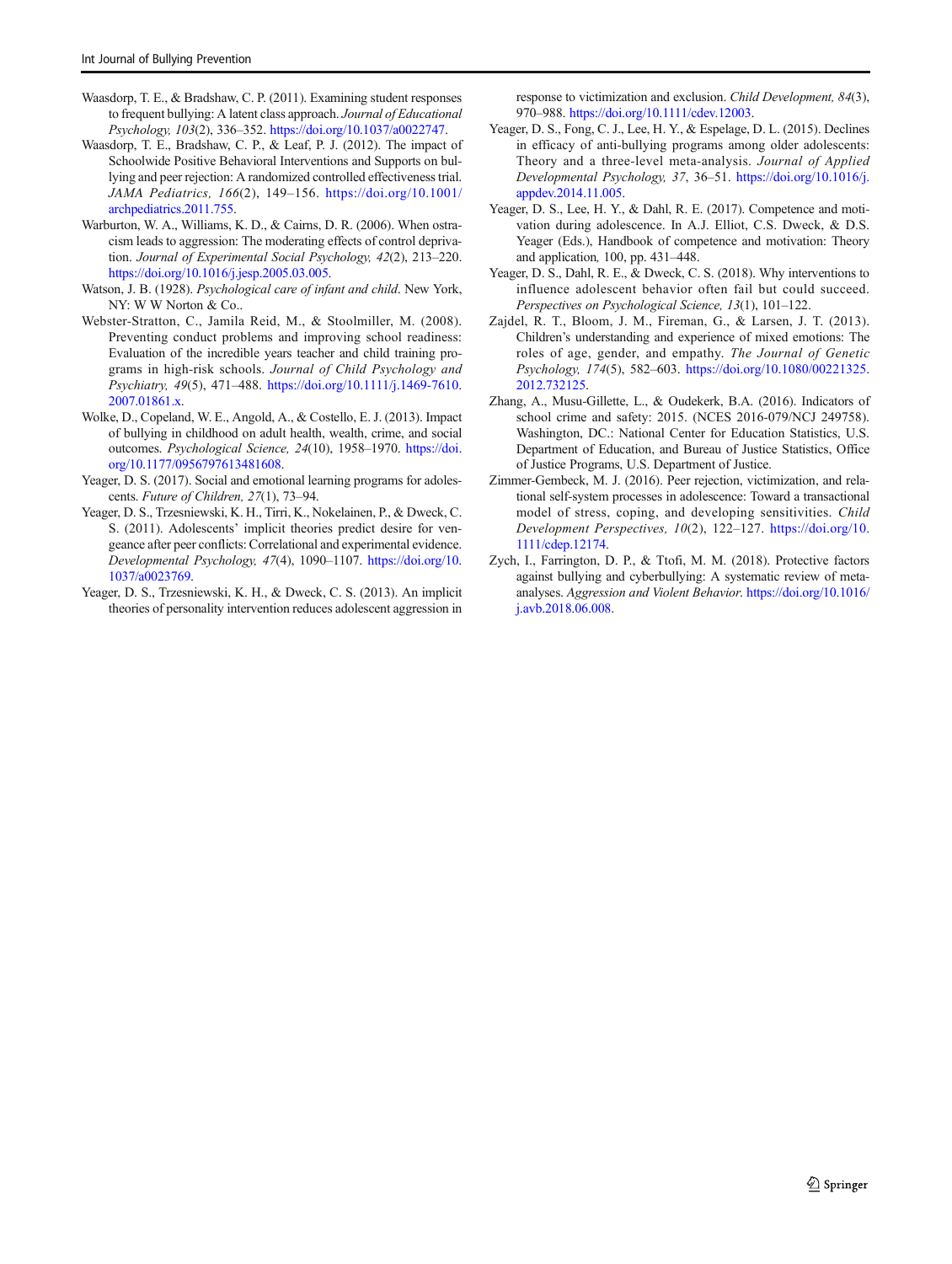Waasdorp, T. E., & Bradshaw, C. P. (2011). Examining student responses to frequent bullying: A latent class approach. *Journal of Educational Psychology, 103*(2), 336–352. https://doi.org/10.1037/a0022747.

Waasdorp, T. E., Bradshaw, C. P., & Leaf, P. J. (2012). The impact of Schoolwide Positive Behavioral Interventions and Supports on bullying and peer rejection: A randomized controlled effectiveness trial. *JAMA Pediatrics, 166*(2), 149–156. https://doi.org/10.1001/archpediatrics.2011.755.

Warburton, W. A., Williams, K. D., & Cairns, D. R. (2006). When ostracism leads to aggression: The moderating effects of control deprivation. *Journal of Experimental Social Psychology, 42*(2), 213–220. https://doi.org/10.1016/j.jesp.2005.03.005.

Watson, J. B. (1928). *Psychological care of infant and child*. New York, NY: W W Norton & Co..

Webster-Stratton, C., Jamila Reid, M., & Stoolmiller, M. (2008). Preventing conduct problems and improving school readiness: Evaluation of the incredible years teacher and child training programs in high-risk schools. *Journal of Child Psychology and Psychiatry, 49*(5), 471–488. https://doi.org/10.1111/j.1469-7610.2007.01861.x.

Wolke, D., Copeland, W. E., Angold, A., & Costello, E. J. (2013). Impact of bullying in childhood on adult health, wealth, crime, and social outcomes. *Psychological Science, 24*(10), 1958–1970. https://doi.org/10.1177/0956797613481608.

Yeager, D. S. (2017). Social and emotional learning programs for adolescents. *Future of Children, 27*(1), 73–94.

Yeager, D. S., Trzesniewski, K. H., Tirri, K., Nokelainen, P., & Dweck, C. S. (2011). Adolescents' implicit theories predict desire for vengeance after peer conflicts: Correlational and experimental evidence. *Developmental Psychology, 47*(4), 1090–1107. https://doi.org/10.1037/a0023769.

Yeager, D. S., Trzesniewski, K. H., & Dweck, C. S. (2013). An implicit theories of personality intervention reduces adolescent aggression in response to victimization and exclusion. *Child Development, 84*(3), 970–988. https://doi.org/10.1111/cdev.12003.

Yeager, D. S., Fong, C. J., Lee, H. Y., & Espelage, D. L. (2015). Declines in efficacy of anti-bullying programs among older adolescents: Theory and a three-level meta-analysis. *Journal of Applied Developmental Psychology, 37*, 36–51. https://doi.org/10.1016/j.appdev.2014.11.005.

Yeager, D. S., Lee, H. Y., & Dahl, R. E. (2017). Competence and motivation during adolescence. In A.J. Elliot, C.S. Dweck, & D.S. Yeager (Eds.), Handbook of competence and motivation: Theory and application, 100, pp. 431–448.

Yeager, D. S., Dahl, R. E., & Dweck, C. S. (2018). Why interventions to influence adolescent behavior often fail but could succeed. *Perspectives on Psychological Science, 13*(1), 101–122.

Zajdel, R. T., Bloom, J. M., Fireman, G., & Larsen, J. T. (2013). Children's understanding and experience of mixed emotions: The roles of age, gender, and empathy. *The Journal of Genetic Psychology, 174*(5), 582–603. https://doi.org/10.1080/00221325.2012.732125.

Zhang, A., Musu-Gillette, L., & Oudekerk, B.A. (2016). Indicators of school crime and safety: 2015. (NCES 2016-079/NCJ 249758). Washington, DC.: National Center for Education Statistics, U.S. Department of Education, and Bureau of Justice Statistics, Office of Justice Programs, U.S. Department of Justice.

Zimmer-Gembeck, M. J. (2016). Peer rejection, victimization, and relational self-system processes in adolescence: Toward a transactional model of stress, coping, and developing sensitivities. *Child Development Perspectives, 10*(2), 122–127. https://doi.org/10.1111/cdep.12174.

Zych, I., Farrington, D. P., & Ttofi, M. M. (2018). Protective factors against bullying and cyberbullying: A systematic review of meta-analyses. *Aggression and Violent Behavior*. https://doi.org/10.1016/j.avb.2018.06.008.